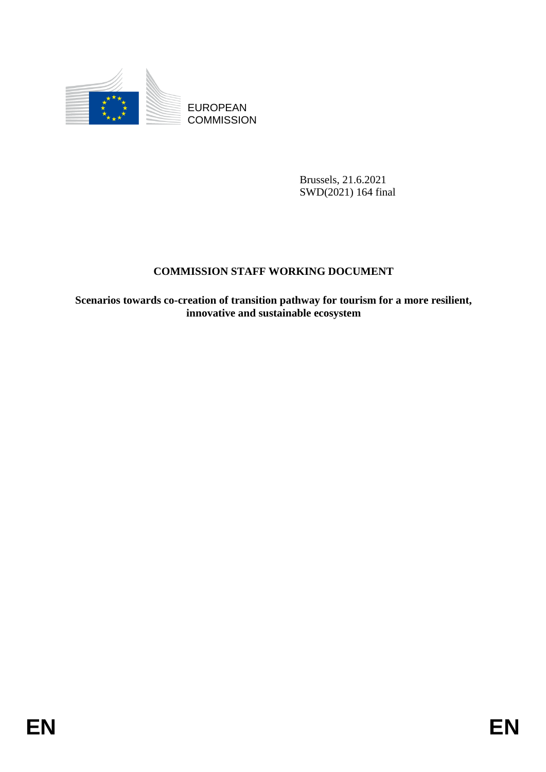EUROPEAN COMMISSION

Brussels, 21.6.2021
SWD(2021) 164 final

# COMMISSION STAFF WORKING DOCUMENT

**Scenarios towards co-creation of transition pathway for tourism for a more resilient, innovative and sustainable ecosystem**

EN EN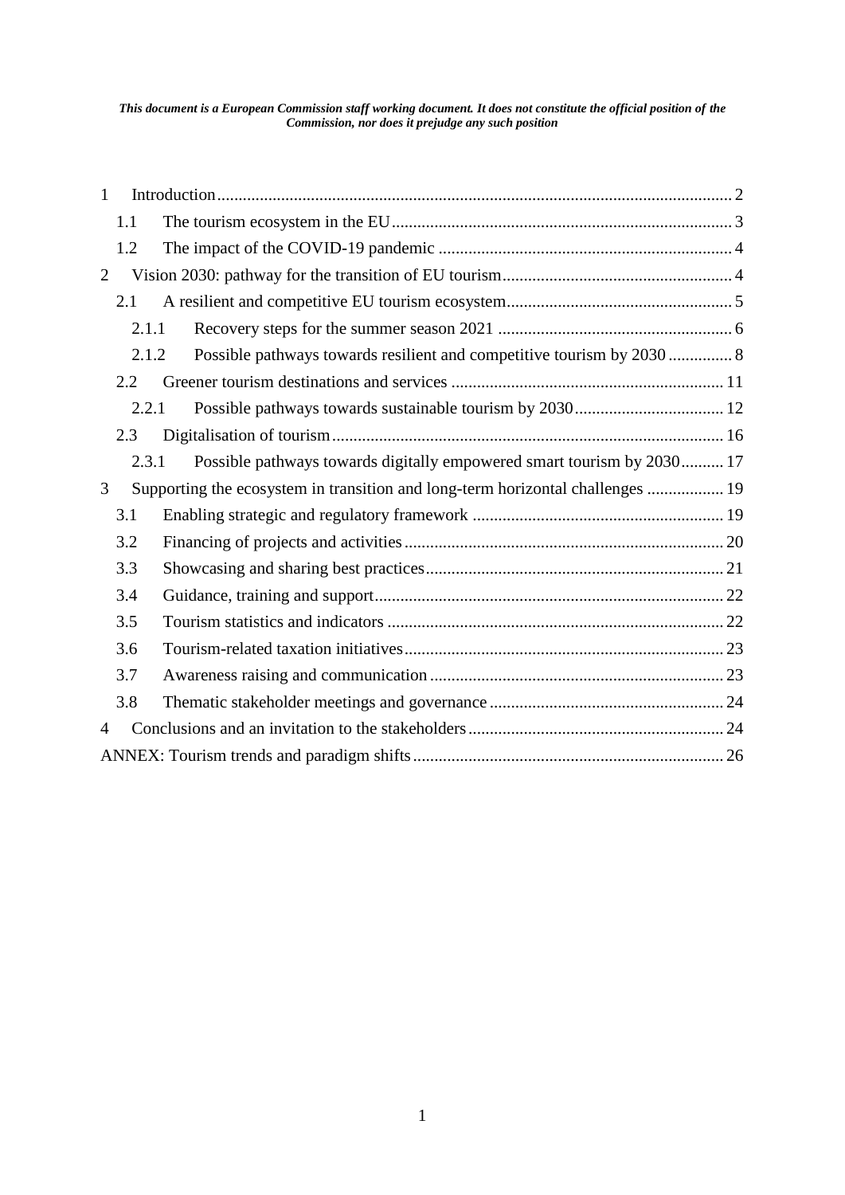*This document is a European Commission staff working document. It does not constitute the official position of the Commission, nor does it prejudge any such position*

- 1 Introduction ..... 2
  - 1.1 The tourism ecosystem in the EU ..... 3
  - 1.2 The impact of the COVID-19 pandemic ..... 4
- 2 Vision 2030: pathway for the transition of EU tourism ..... 4
  - 2.1 A resilient and competitive EU tourism ecosystem ..... 5
    - 2.1.1 Recovery steps for the summer season 2021 ..... 6
    - 2.1.2 Possible pathways towards resilient and competitive tourism by 2030 ..... 8
  - 2.2 Greener tourism destinations and services ..... 11
    - 2.2.1 Possible pathways towards sustainable tourism by 2030 ..... 12
  - 2.3 Digitalisation of tourism ..... 16
    - 2.3.1 Possible pathways towards digitally empowered smart tourism by 2030 ..... 17
- 3 Supporting the ecosystem in transition and long-term horizontal challenges ..... 19
  - 3.1 Enabling strategic and regulatory framework ..... 19
  - 3.2 Financing of projects and activities ..... 20
  - 3.3 Showcasing and sharing best practices ..... 21
  - 3.4 Guidance, training and support ..... 22
  - 3.5 Tourism statistics and indicators ..... 22
  - 3.6 Tourism-related taxation initiatives ..... 23
  - 3.7 Awareness raising and communication ..... 23
  - 3.8 Thematic stakeholder meetings and governance ..... 24
- 4 Conclusions and an invitation to the stakeholders ..... 24
- ANNEX: Tourism trends and paradigm shifts ..... 26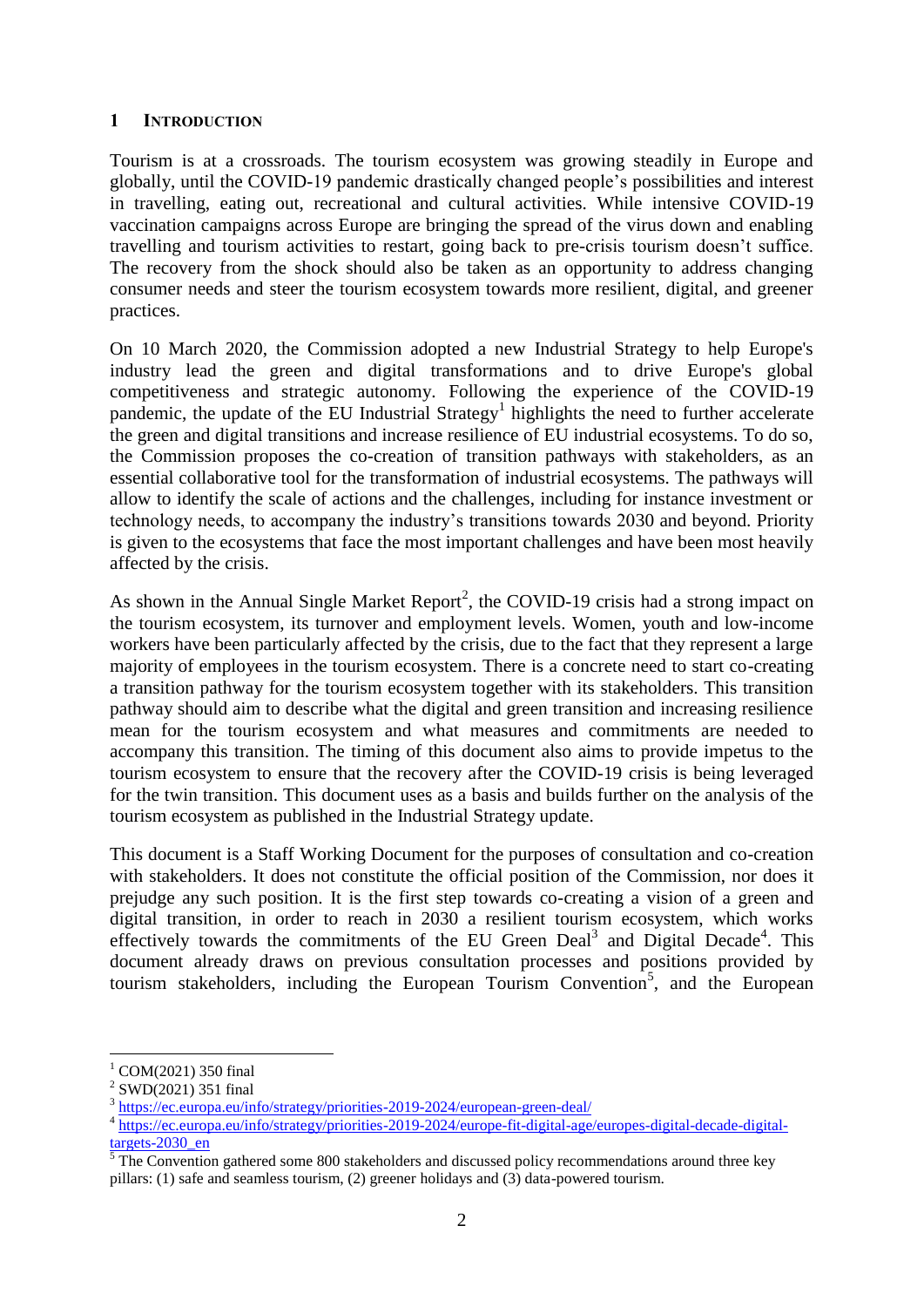# 1 INTRODUCTION

Tourism is at a crossroads. The tourism ecosystem was growing steadily in Europe and globally, until the COVID-19 pandemic drastically changed people's possibilities and interest in travelling, eating out, recreational and cultural activities. While intensive COVID-19 vaccination campaigns across Europe are bringing the spread of the virus down and enabling travelling and tourism activities to restart, going back to pre-crisis tourism doesn't suffice. The recovery from the shock should also be taken as an opportunity to address changing consumer needs and steer the tourism ecosystem towards more resilient, digital, and greener practices.

On 10 March 2020, the Commission adopted a new Industrial Strategy to help Europe's industry lead the green and digital transformations and to drive Europe's global competitiveness and strategic autonomy. Following the experience of the COVID-19 pandemic, the update of the EU Industrial Strategy[1] highlights the need to further accelerate the green and digital transitions and increase resilience of EU industrial ecosystems. To do so, the Commission proposes the co-creation of transition pathways with stakeholders, as an essential collaborative tool for the transformation of industrial ecosystems. The pathways will allow to identify the scale of actions and the challenges, including for instance investment or technology needs, to accompany the industry's transitions towards 2030 and beyond. Priority is given to the ecosystems that face the most important challenges and have been most heavily affected by the crisis.

As shown in the Annual Single Market Report[2], the COVID-19 crisis had a strong impact on the tourism ecosystem, its turnover and employment levels. Women, youth and low-income workers have been particularly affected by the crisis, due to the fact that they represent a large majority of employees in the tourism ecosystem. There is a concrete need to start co-creating a transition pathway for the tourism ecosystem together with its stakeholders. This transition pathway should aim to describe what the digital and green transition and increasing resilience mean for the tourism ecosystem and what measures and commitments are needed to accompany this transition. The timing of this document also aims to provide impetus to the tourism ecosystem to ensure that the recovery after the COVID-19 crisis is being leveraged for the twin transition. This document uses as a basis and builds further on the analysis of the tourism ecosystem as published in the Industrial Strategy update.

This document is a Staff Working Document for the purposes of consultation and co-creation with stakeholders. It does not constitute the official position of the Commission, nor does it prejudge any such position. It is the first step towards co-creating a vision of a green and digital transition, in order to reach in 2030 a resilient tourism ecosystem, which works effectively towards the commitments of the EU Green Deal[3] and Digital Decade[4]. This document already draws on previous consultation processes and positions provided by tourism stakeholders, including the European Tourism Convention[5], and the European

---

[1] COM(2021) 350 final

[2] SWD(2021) 351 final

[3] https://ec.europa.eu/info/strategy/priorities-2019-2024/european-green-deal/

[4] https://ec.europa.eu/info/strategy/priorities-2019-2024/europe-fit-digital-age/europes-digital-decade-digital-targets-2030_en

[5] The Convention gathered some 800 stakeholders and discussed policy recommendations around three key pillars: (1) safe and seamless tourism, (2) greener holidays and (3) data-powered tourism.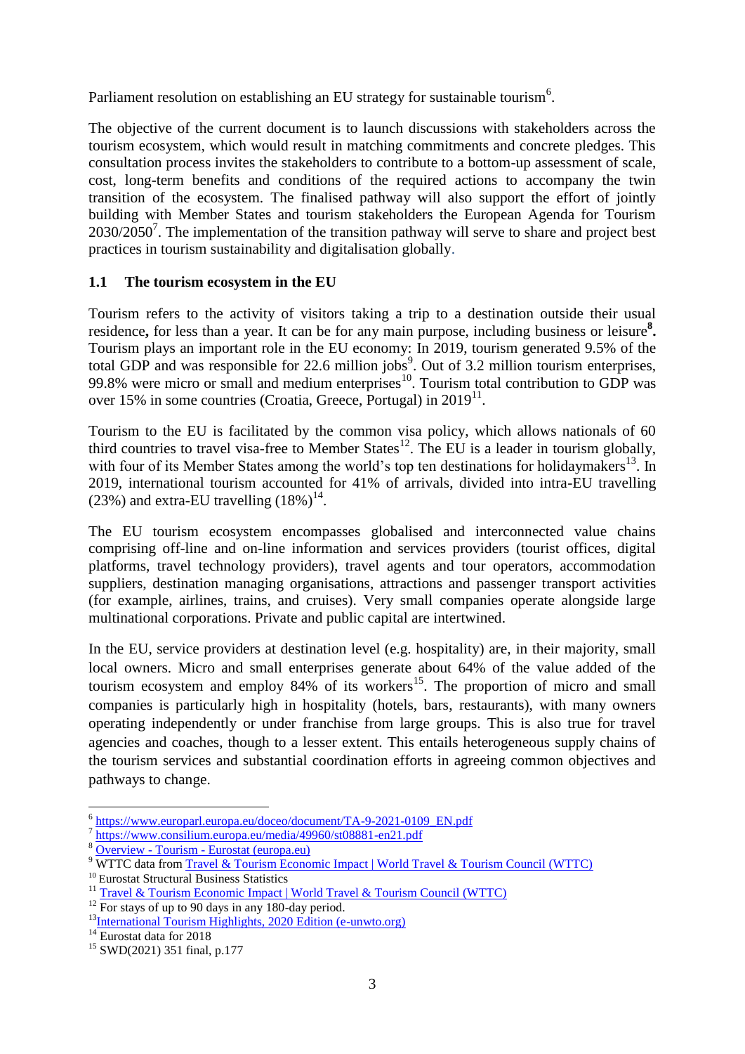Parliament resolution on establishing an EU strategy for sustainable tourism[6].

The objective of the current document is to launch discussions with stakeholders across the tourism ecosystem, which would result in matching commitments and concrete pledges. This consultation process invites the stakeholders to contribute to a bottom-up assessment of scale, cost, long-term benefits and conditions of the required actions to accompany the twin transition of the ecosystem. The finalised pathway will also support the effort of jointly building with Member States and tourism stakeholders the European Agenda for Tourism 2030/2050[7]. The implementation of the transition pathway will serve to share and project best practices in tourism sustainability and digitalisation globally.

## 1.1 The tourism ecosystem in the EU

Tourism refers to the activity of visitors taking a trip to a destination outside their usual residence**,** for less than a year. It can be for any main purpose, including business or leisure**[8].** Tourism plays an important role in the EU economy: In 2019, tourism generated 9.5% of the total GDP and was responsible for 22.6 million jobs[9]. Out of 3.2 million tourism enterprises, 99.8% were micro or small and medium enterprises[10]. Tourism total contribution to GDP was over 15% in some countries (Croatia, Greece, Portugal) in 2019[11].

Tourism to the EU is facilitated by the common visa policy, which allows nationals of 60 third countries to travel visa-free to Member States[12]. The EU is a leader in tourism globally, with four of its Member States among the world's top ten destinations for holidaymakers[13]. In 2019, international tourism accounted for 41% of arrivals, divided into intra-EU travelling (23%) and extra-EU travelling (18%)[14].

The EU tourism ecosystem encompasses globalised and interconnected value chains comprising off-line and on-line information and services providers (tourist offices, digital platforms, travel technology providers), travel agents and tour operators, accommodation suppliers, destination managing organisations, attractions and passenger transport activities (for example, airlines, trains, and cruises). Very small companies operate alongside large multinational corporations. Private and public capital are intertwined.

In the EU, service providers at destination level (e.g. hospitality) are, in their majority, small local owners. Micro and small enterprises generate about 64% of the value added of the tourism ecosystem and employ 84% of its workers[15]. The proportion of micro and small companies is particularly high in hospitality (hotels, bars, restaurants), with many owners operating independently or under franchise from large groups. This is also true for travel agencies and coaches, though to a lesser extent. This entails heterogeneous supply chains of the tourism services and substantial coordination efforts in agreeing common objectives and pathways to change.

---

[6] https://www.europarl.europa.eu/doceo/document/TA-9-2021-0109_EN.pdf

[7] https://www.consilium.europa.eu/media/49960/st08881-en21.pdf

[8] Overview - Tourism - Eurostat (europa.eu)

[9] WTTC data from Travel & Tourism Economic Impact | World Travel & Tourism Council (WTTC)

[10] Eurostat Structural Business Statistics

[11] Travel & Tourism Economic Impact | World Travel & Tourism Council (WTTC)

[12] For stays of up to 90 days in any 180-day period.

[13] International Tourism Highlights, 2020 Edition (e-unwto.org)

[14] Eurostat data for 2018

[15] SWD(2021) 351 final, p.177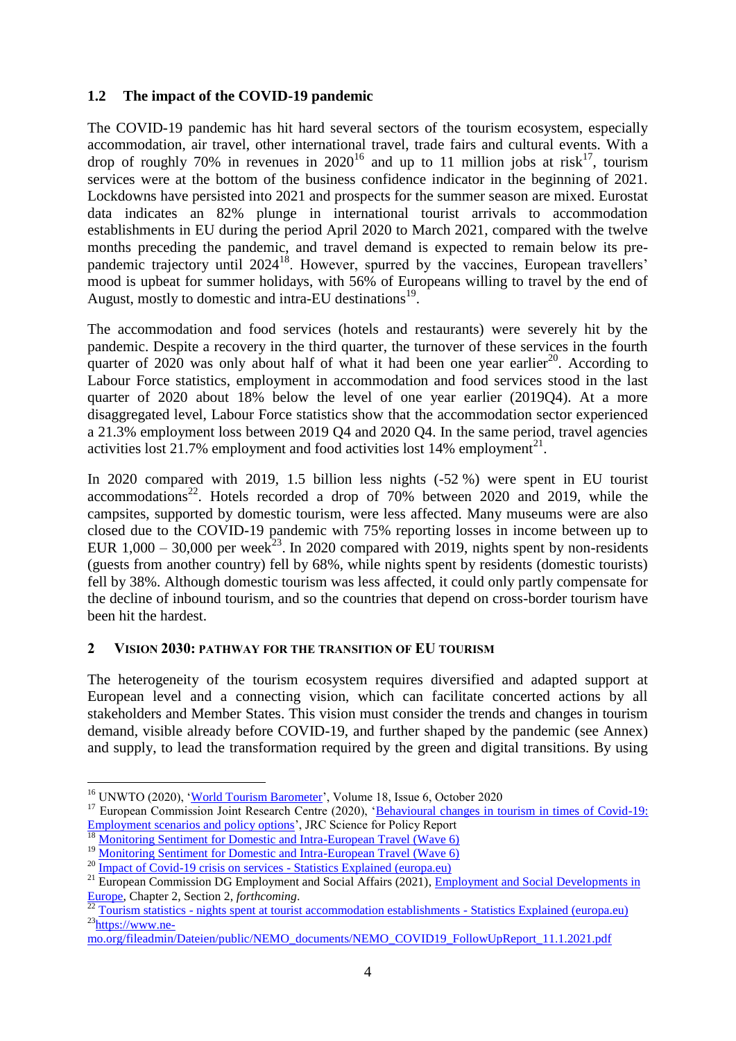### 1.2 The impact of the COVID-19 pandemic

The COVID-19 pandemic has hit hard several sectors of the tourism ecosystem, especially accommodation, air travel, other international travel, trade fairs and cultural events. With a drop of roughly 70% in revenues in 2020[16] and up to 11 million jobs at risk[17], tourism services were at the bottom of the business confidence indicator in the beginning of 2021. Lockdowns have persisted into 2021 and prospects for the summer season are mixed. Eurostat data indicates an 82% plunge in international tourist arrivals to accommodation establishments in EU during the period April 2020 to March 2021, compared with the twelve months preceding the pandemic, and travel demand is expected to remain below its pre-pandemic trajectory until 2024[18]. However, spurred by the vaccines, European travellers' mood is upbeat for summer holidays, with 56% of Europeans willing to travel by the end of August, mostly to domestic and intra-EU destinations[19].

The accommodation and food services (hotels and restaurants) were severely hit by the pandemic. Despite a recovery in the third quarter, the turnover of these services in the fourth quarter of 2020 was only about half of what it had been one year earlier[20]. According to Labour Force statistics, employment in accommodation and food services stood in the last quarter of 2020 about 18% below the level of one year earlier (2019Q4). At a more disaggregated level, Labour Force statistics show that the accommodation sector experienced a 21.3% employment loss between 2019 Q4 and 2020 Q4. In the same period, travel agencies activities lost 21.7% employment and food activities lost 14% employment[21].

In 2020 compared with 2019, 1.5 billion less nights (-52 %) were spent in EU tourist accommodations[22]. Hotels recorded a drop of 70% between 2020 and 2019, while the campsites, supported by domestic tourism, were less affected. Many museums were are also closed due to the COVID-19 pandemic with 75% reporting losses in income between up to EUR 1,000 – 30,000 per week[23]. In 2020 compared with 2019, nights spent by non-residents (guests from another country) fell by 68%, while nights spent by residents (domestic tourists) fell by 38%. Although domestic tourism was less affected, it could only partly compensate for the decline of inbound tourism, and so the countries that depend on cross-border tourism have been hit the hardest.

## 2 Vision 2030: pathway for the transition of EU tourism

The heterogeneity of the tourism ecosystem requires diversified and adapted support at European level and a connecting vision, which can facilitate concerted actions by all stakeholders and Member States. This vision must consider the trends and changes in tourism demand, visible already before COVID-19, and further shaped by the pandemic (see Annex) and supply, to lead the transformation required by the green and digital transitions. By using

---

[16] UNWTO (2020), 'World Tourism Barometer', Volume 18, Issue 6, October 2020

[17] European Commission Joint Research Centre (2020), 'Behavioural changes in tourism in times of Covid-19: Employment scenarios and policy options', JRC Science for Policy Report

[18] Monitoring Sentiment for Domestic and Intra-European Travel (Wave 6)

[19] Monitoring Sentiment for Domestic and Intra-European Travel (Wave 6)

[20] Impact of Covid-19 crisis on services - Statistics Explained (europa.eu)

[21] European Commission DG Employment and Social Affairs (2021), Employment and Social Developments in Europe, Chapter 2, Section 2, *forthcoming*.

[22] Tourism statistics - nights spent at tourist accommodation establishments - Statistics Explained (europa.eu)

[23] https://www.ne-mo.org/fileadmin/Dateien/public/NEMO_documents/NEMO_COVID19_FollowUpReport_11.1.2021.pdf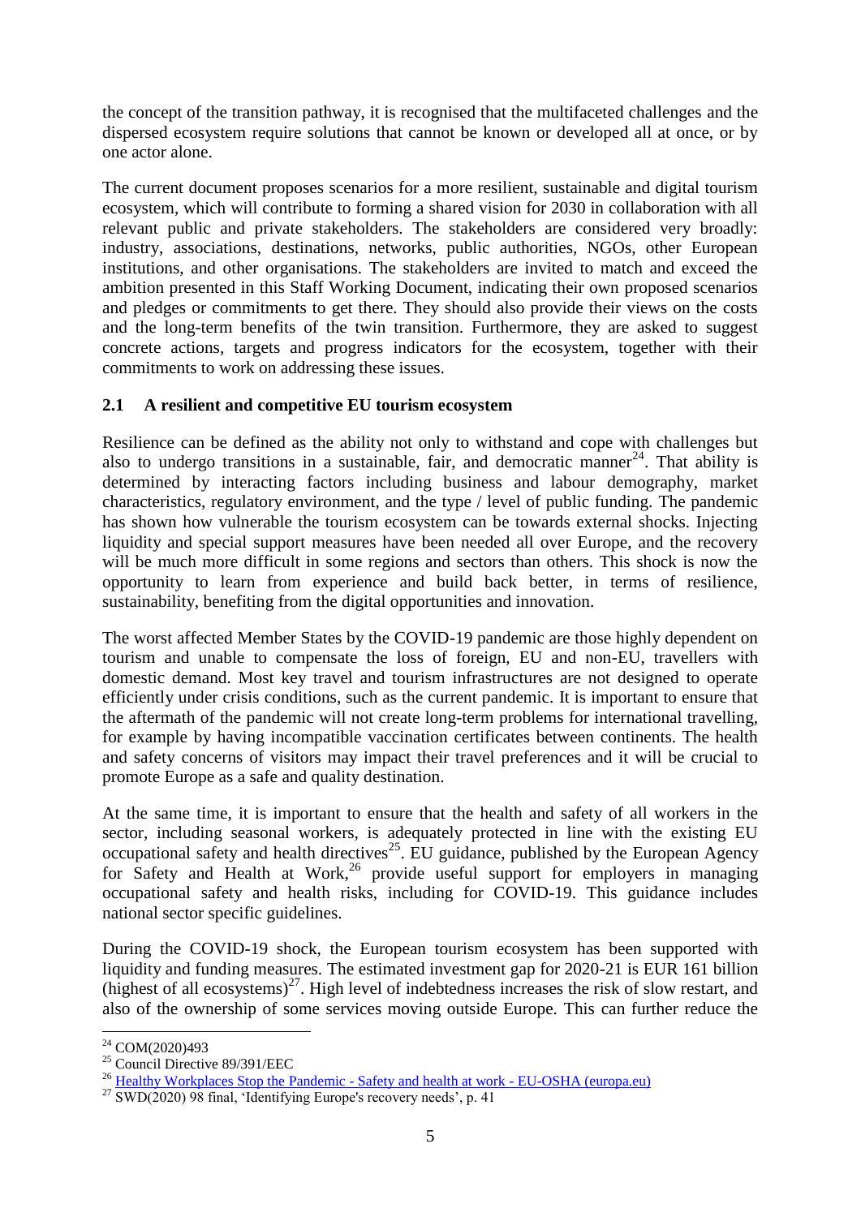the concept of the transition pathway, it is recognised that the multifaceted challenges and the dispersed ecosystem require solutions that cannot be known or developed all at once, or by one actor alone.

The current document proposes scenarios for a more resilient, sustainable and digital tourism ecosystem, which will contribute to forming a shared vision for 2030 in collaboration with all relevant public and private stakeholders. The stakeholders are considered very broadly: industry, associations, destinations, networks, public authorities, NGOs, other European institutions, and other organisations. The stakeholders are invited to match and exceed the ambition presented in this Staff Working Document, indicating their own proposed scenarios and pledges or commitments to get there. They should also provide their views on the costs and the long-term benefits of the twin transition. Furthermore, they are asked to suggest concrete actions, targets and progress indicators for the ecosystem, together with their commitments to work on addressing these issues.

## 2.1 A resilient and competitive EU tourism ecosystem

Resilience can be defined as the ability not only to withstand and cope with challenges but also to undergo transitions in a sustainable, fair, and democratic manner[24]. That ability is determined by interacting factors including business and labour demography, market characteristics, regulatory environment, and the type / level of public funding. The pandemic has shown how vulnerable the tourism ecosystem can be towards external shocks. Injecting liquidity and special support measures have been needed all over Europe, and the recovery will be much more difficult in some regions and sectors than others. This shock is now the opportunity to learn from experience and build back better, in terms of resilience, sustainability, benefiting from the digital opportunities and innovation.

The worst affected Member States by the COVID-19 pandemic are those highly dependent on tourism and unable to compensate the loss of foreign, EU and non-EU, travellers with domestic demand. Most key travel and tourism infrastructures are not designed to operate efficiently under crisis conditions, such as the current pandemic. It is important to ensure that the aftermath of the pandemic will not create long-term problems for international travelling, for example by having incompatible vaccination certificates between continents. The health and safety concerns of visitors may impact their travel preferences and it will be crucial to promote Europe as a safe and quality destination.

At the same time, it is important to ensure that the health and safety of all workers in the sector, including seasonal workers, is adequately protected in line with the existing EU occupational safety and health directives[25]. EU guidance, published by the European Agency for Safety and Health at Work,[26] provide useful support for employers in managing occupational safety and health risks, including for COVID-19. This guidance includes national sector specific guidelines.

During the COVID-19 shock, the European tourism ecosystem has been supported with liquidity and funding measures. The estimated investment gap for 2020-21 is EUR 161 billion (highest of all ecosystems)[27]. High level of indebtedness increases the risk of slow restart, and also of the ownership of some services moving outside Europe. This can further reduce the

---

[24] COM(2020)493

[25] Council Directive 89/391/EEC

[26] [Healthy Workplaces Stop the Pandemic - Safety and health at work - EU-OSHA (europa.eu)](#)

[27] SWD(2020) 98 final, 'Identifying Europe's recovery needs', p. 41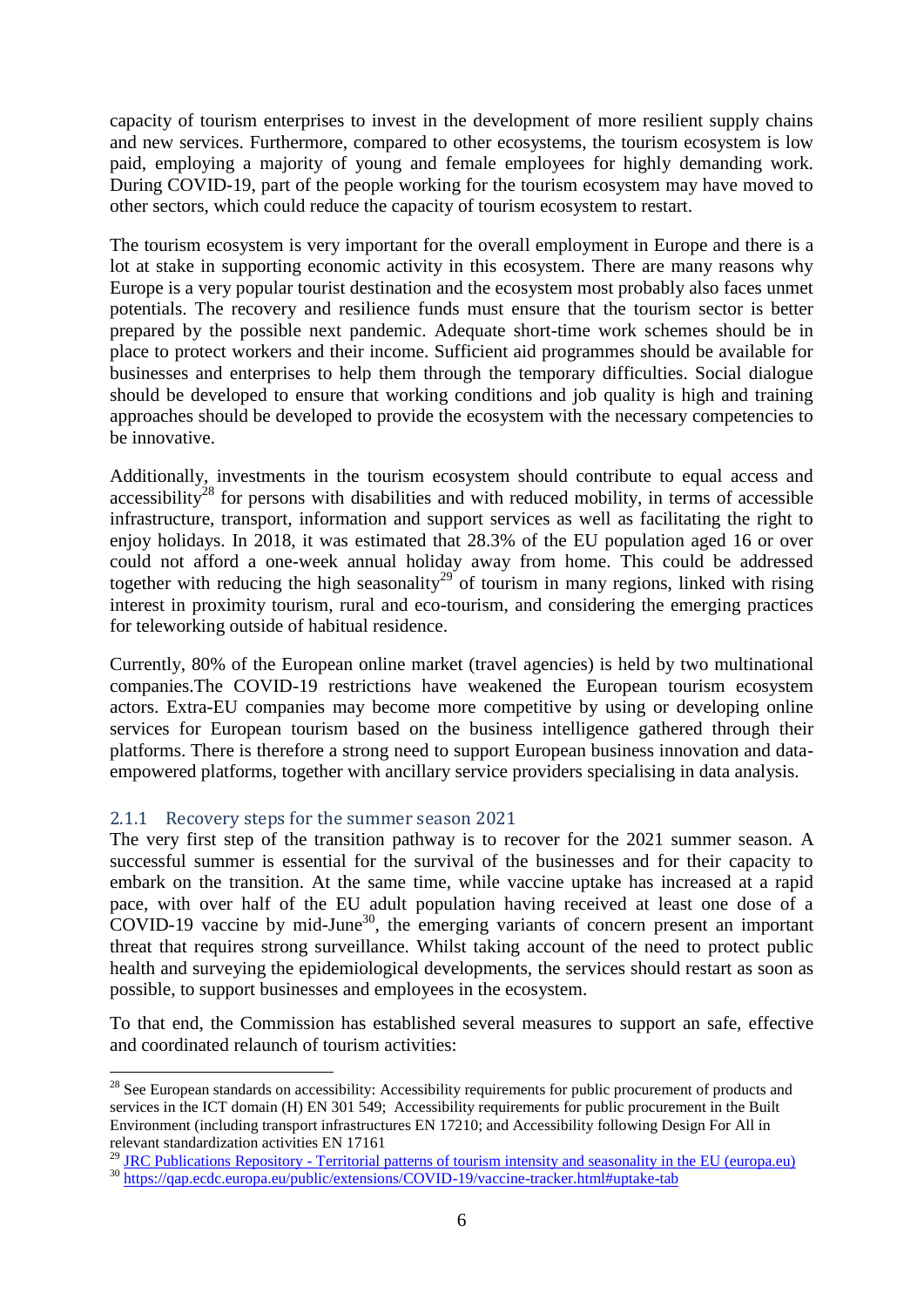capacity of tourism enterprises to invest in the development of more resilient supply chains and new services. Furthermore, compared to other ecosystems, the tourism ecosystem is low paid, employing a majority of young and female employees for highly demanding work. During COVID-19, part of the people working for the tourism ecosystem may have moved to other sectors, which could reduce the capacity of tourism ecosystem to restart.

The tourism ecosystem is very important for the overall employment in Europe and there is a lot at stake in supporting economic activity in this ecosystem. There are many reasons why Europe is a very popular tourist destination and the ecosystem most probably also faces unmet potentials. The recovery and resilience funds must ensure that the tourism sector is better prepared by the possible next pandemic. Adequate short-time work schemes should be in place to protect workers and their income. Sufficient aid programmes should be available for businesses and enterprises to help them through the temporary difficulties. Social dialogue should be developed to ensure that working conditions and job quality is high and training approaches should be developed to provide the ecosystem with the necessary competencies to be innovative.

Additionally, investments in the tourism ecosystem should contribute to equal access and accessibility[28] for persons with disabilities and with reduced mobility, in terms of accessible infrastructure, transport, information and support services as well as facilitating the right to enjoy holidays. In 2018, it was estimated that 28.3% of the EU population aged 16 or over could not afford a one-week annual holiday away from home. This could be addressed together with reducing the high seasonality[29] of tourism in many regions, linked with rising interest in proximity tourism, rural and eco-tourism, and considering the emerging practices for teleworking outside of habitual residence.

Currently, 80% of the European online market (travel agencies) is held by two multinational companies.The COVID-19 restrictions have weakened the European tourism ecosystem actors. Extra-EU companies may become more competitive by using or developing online services for European tourism based on the business intelligence gathered through their platforms. There is therefore a strong need to support European business innovation and data-empowered platforms, together with ancillary service providers specialising in data analysis.

### 2.1.1 Recovery steps for the summer season 2021

The very first step of the transition pathway is to recover for the 2021 summer season. A successful summer is essential for the survival of the businesses and for their capacity to embark on the transition. At the same time, while vaccine uptake has increased at a rapid pace, with over half of the EU adult population having received at least one dose of a COVID-19 vaccine by mid-June[30], the emerging variants of concern present an important threat that requires strong surveillance. Whilst taking account of the need to protect public health and surveying the epidemiological developments, the services should restart as soon as possible, to support businesses and employees in the ecosystem.

To that end, the Commission has established several measures to support an safe, effective and coordinated relaunch of tourism activities:

---

[28] See European standards on accessibility: Accessibility requirements for public procurement of products and services in the ICT domain (H) EN 301 549; Accessibility requirements for public procurement in the Built Environment (including transport infrastructures EN 17210; and Accessibility following Design For All in relevant standardization activities EN 17161

[29] JRC Publications Repository - Territorial patterns of tourism intensity and seasonality in the EU (europa.eu)

[30] https://qap.ecdc.europa.eu/public/extensions/COVID-19/vaccine-tracker.html#uptake-tab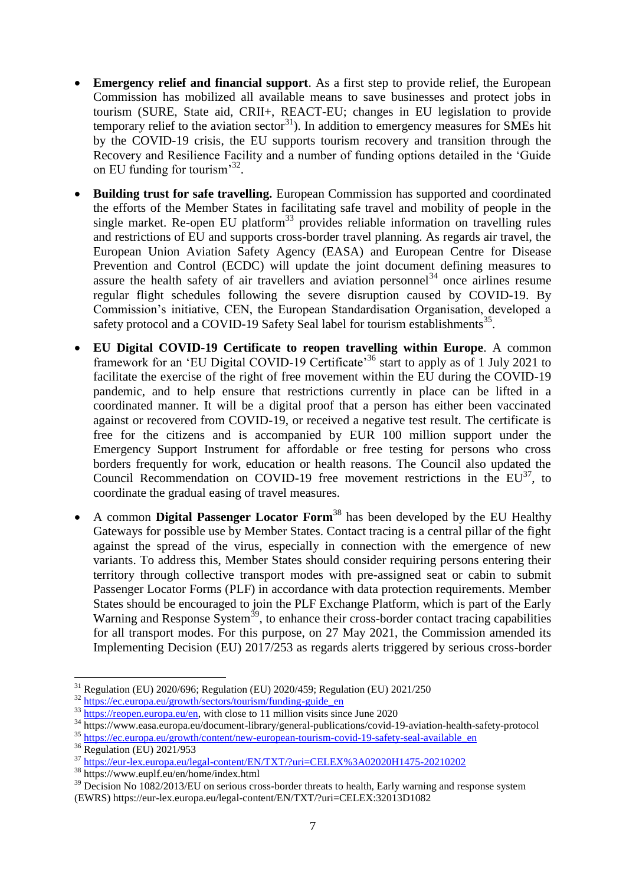- **Emergency relief and financial support**. As a first step to provide relief, the European Commission has mobilized all available means to save businesses and protect jobs in tourism (SURE, State aid, CRII+, REACT-EU; changes in EU legislation to provide temporary relief to the aviation sector[31]). In addition to emergency measures for SMEs hit by the COVID-19 crisis, the EU supports tourism recovery and transition through the Recovery and Resilience Facility and a number of funding options detailed in the 'Guide on EU funding for tourism'[32].

- **Building trust for safe travelling.** European Commission has supported and coordinated the efforts of the Member States in facilitating safe travel and mobility of people in the single market. Re-open EU platform[33] provides reliable information on travelling rules and restrictions of EU and supports cross-border travel planning. As regards air travel, the European Union Aviation Safety Agency (EASA) and European Centre for Disease Prevention and Control (ECDC) will update the joint document defining measures to assure the health safety of air travellers and aviation personnel[34] once airlines resume regular flight schedules following the severe disruption caused by COVID-19. By Commission's initiative, CEN, the European Standardisation Organisation, developed a safety protocol and a COVID-19 Safety Seal label for tourism establishments[35].

- **EU Digital COVID-19 Certificate to reopen travelling within Europe**. A common framework for an 'EU Digital COVID-19 Certificate'[36] start to apply as of 1 July 2021 to facilitate the exercise of the right of free movement within the EU during the COVID-19 pandemic, and to help ensure that restrictions currently in place can be lifted in a coordinated manner. It will be a digital proof that a person has either been vaccinated against or recovered from COVID-19, or received a negative test result. The certificate is free for the citizens and is accompanied by EUR 100 million support under the Emergency Support Instrument for affordable or free testing for persons who cross borders frequently for work, education or health reasons. The Council also updated the Council Recommendation on COVID-19 free movement restrictions in the EU[37], to coordinate the gradual easing of travel measures.

- A common **Digital Passenger Locator Form**[38] has been developed by the EU Healthy Gateways for possible use by Member States. Contact tracing is a central pillar of the fight against the spread of the virus, especially in connection with the emergence of new variants. To address this, Member States should consider requiring persons entering their territory through collective transport modes with pre-assigned seat or cabin to submit Passenger Locator Forms (PLF) in accordance with data protection requirements. Member States should be encouraged to join the PLF Exchange Platform, which is part of the Early Warning and Response System[39], to enhance their cross-border contact tracing capabilities for all transport modes. For this purpose, on 27 May 2021, the Commission amended its Implementing Decision (EU) 2017/253 as regards alerts triggered by serious cross-border

---

[31] Regulation (EU) 2020/696; Regulation (EU) 2020/459; Regulation (EU) 2021/250

[32] https://ec.europa.eu/growth/sectors/tourism/funding-guide_en

[33] https://reopen.europa.eu/en, with close to 11 million visits since June 2020

[34] https://www.easa.europa.eu/document-library/general-publications/covid-19-aviation-health-safety-protocol

[35] https://ec.europa.eu/growth/content/new-european-tourism-covid-19-safety-seal-available_en

[36] Regulation (EU) 2021/953

[37] https://eur-lex.europa.eu/legal-content/EN/TXT/?uri=CELEX%3A02020H1475-20210202

[38] https://www.euplf.eu/en/home/index.html

[39] Decision No 1082/2013/EU on serious cross-border threats to health, Early warning and response system (EWRS) https://eur-lex.europa.eu/legal-content/EN/TXT/?uri=CELEX:32013D1082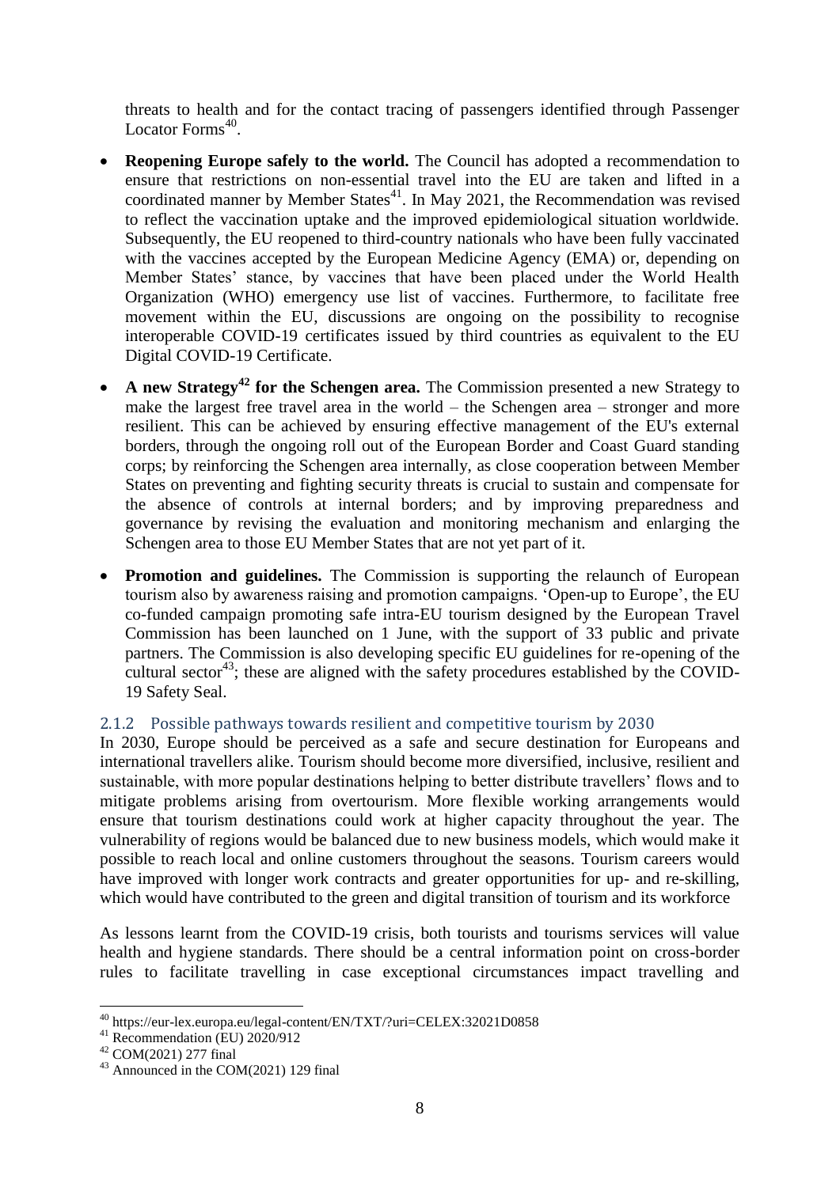threats to health and for the contact tracing of passengers identified through Passenger Locator Forms[40].

- **Reopening Europe safely to the world.** The Council has adopted a recommendation to ensure that restrictions on non-essential travel into the EU are taken and lifted in a coordinated manner by Member States[41]. In May 2021, the Recommendation was revised to reflect the vaccination uptake and the improved epidemiological situation worldwide. Subsequently, the EU reopened to third-country nationals who have been fully vaccinated with the vaccines accepted by the European Medicine Agency (EMA) or, depending on Member States' stance, by vaccines that have been placed under the World Health Organization (WHO) emergency use list of vaccines. Furthermore, to facilitate free movement within the EU, discussions are ongoing on the possibility to recognise interoperable COVID-19 certificates issued by third countries as equivalent to the EU Digital COVID-19 Certificate.
- **A new Strategy[42] for the Schengen area.** The Commission presented a new Strategy to make the largest free travel area in the world – the Schengen area – stronger and more resilient. This can be achieved by ensuring effective management of the EU's external borders, through the ongoing roll out of the European Border and Coast Guard standing corps; by reinforcing the Schengen area internally, as close cooperation between Member States on preventing and fighting security threats is crucial to sustain and compensate for the absence of controls at internal borders; and by improving preparedness and governance by revising the evaluation and monitoring mechanism and enlarging the Schengen area to those EU Member States that are not yet part of it.
- **Promotion and guidelines.** The Commission is supporting the relaunch of European tourism also by awareness raising and promotion campaigns. 'Open-up to Europe', the EU co-funded campaign promoting safe intra-EU tourism designed by the European Travel Commission has been launched on 1 June, with the support of 33 public and private partners. The Commission is also developing specific EU guidelines for re-opening of the cultural sector[43]; these are aligned with the safety procedures established by the COVID-19 Safety Seal.

### 2.1.2 Possible pathways towards resilient and competitive tourism by 2030

In 2030, Europe should be perceived as a safe and secure destination for Europeans and international travellers alike. Tourism should become more diversified, inclusive, resilient and sustainable, with more popular destinations helping to better distribute travellers' flows and to mitigate problems arising from overtourism. More flexible working arrangements would ensure that tourism destinations could work at higher capacity throughout the year. The vulnerability of regions would be balanced due to new business models, which would make it possible to reach local and online customers throughout the seasons. Tourism careers would have improved with longer work contracts and greater opportunities for up- and re-skilling, which would have contributed to the green and digital transition of tourism and its workforce

As lessons learnt from the COVID-19 crisis, both tourists and tourisms services will value health and hygiene standards. There should be a central information point on cross-border rules to facilitate travelling in case exceptional circumstances impact travelling and

---

[40] https://eur-lex.europa.eu/legal-content/EN/TXT/?uri=CELEX:32021D0858

[41] Recommendation (EU) 2020/912

[42] COM(2021) 277 final

[43] Announced in the COM(2021) 129 final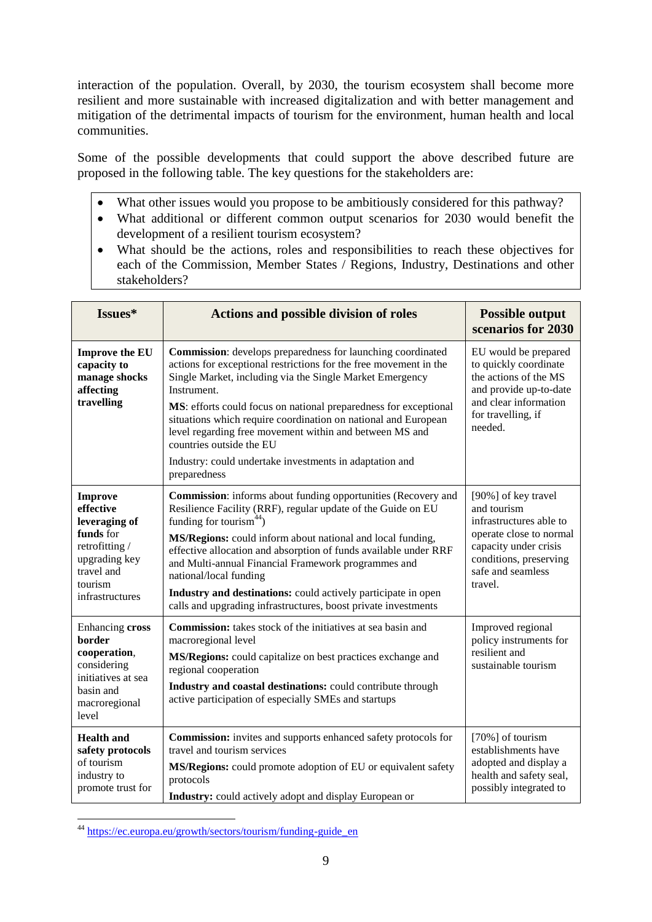interaction of the population. Overall, by 2030, the tourism ecosystem shall become more resilient and more sustainable with increased digitalization and with better management and mitigation of the detrimental impacts of tourism for the environment, human health and local communities.

Some of the possible developments that could support the above described future are proposed in the following table. The key questions for the stakeholders are:

- What other issues would you propose to be ambitiously considered for this pathway?
- What additional or different common output scenarios for 2030 would benefit the development of a resilient tourism ecosystem?
- What should be the actions, roles and responsibilities to reach these objectives for each of the Commission, Member States / Regions, Industry, Destinations and other stakeholders?

| Issues* | Actions and possible division of roles | Possible output scenarios for 2030 |
|---|---|---|
| **Improve the EU capacity to manage shocks affecting travelling** | **Commission**: develops preparedness for launching coordinated actions for exceptional restrictions for the free movement in the Single Market, including via the Single Market Emergency Instrument.<br>**MS**: efforts could focus on national preparedness for exceptional situations which require coordination on national and European level regarding free movement within and between MS and countries outside the EU<br>Industry: could undertake investments in adaptation and preparedness | EU would be prepared to quickly coordinate the actions of the MS and provide up-to-date and clear information for travelling, if needed. |
| **Improve effective leveraging of funds** for retrofitting / upgrading key travel and tourism infrastructures | **Commission**: informs about funding opportunities (Recovery and Resilience Facility (RRF), regular update of the Guide on EU funding for tourism[44])<br>**MS/Regions:** could inform about national and local funding, effective allocation and absorption of funds available under RRF and Multi-annual Financial Framework programmes and national/local funding<br>**Industry and destinations:** could actively participate in open calls and upgrading infrastructures, boost private investments | [90%] of key travel and tourism infrastructures able to operate close to normal capacity under crisis conditions, preserving safe and seamless travel. |
| Enhancing **cross border cooperation**, considering initiatives at sea basin and macroregional level | **Commission:** takes stock of the initiatives at sea basin and macroregional level<br>**MS/Regions:** could capitalize on best practices exchange and regional cooperation<br>**Industry and coastal destinations:** could contribute through active participation of especially SMEs and startups | Improved regional policy instruments for resilient and sustainable tourism |
| **Health and safety protocols** of tourism industry to promote trust for | **Commission:** invites and supports enhanced safety protocols for travel and tourism services<br>**MS/Regions:** could promote adoption of EU or equivalent safety protocols<br>**Industry:** could actively adopt and display European or | [70%] of tourism establishments have adopted and display a health and safety seal, possibly integrated to |

[44] https://ec.europa.eu/growth/sectors/tourism/funding-guide_en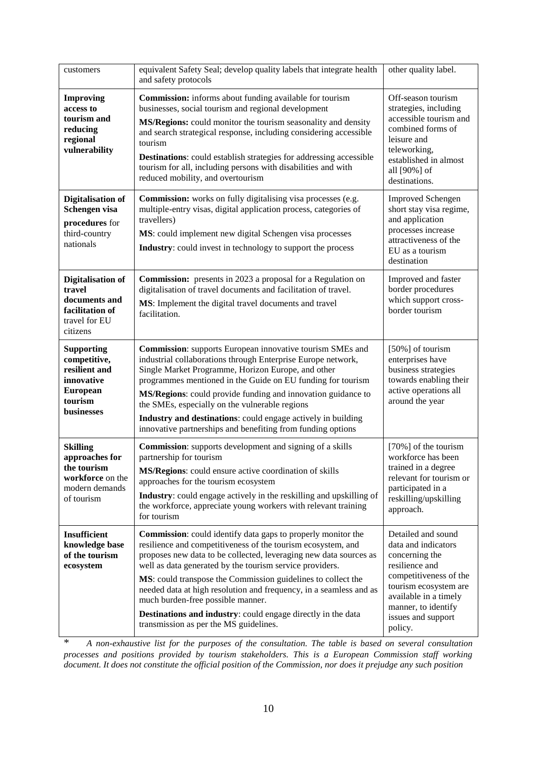| | | |
|---|---|---|
| customers | equivalent Safety Seal; develop quality labels that integrate health and safety protocols | other quality label. |
| **Improving access to tourism and reducing regional vulnerability** | **Commission:** informs about funding available for tourism businesses, social tourism and regional development<br>**MS/Regions:** could monitor the tourism seasonality and density and search strategical response, including considering accessible tourism<br>**Destinations**: could establish strategies for addressing accessible tourism for all, including persons with disabilities and with reduced mobility, and overtourism | Off-season tourism strategies, including accessible tourism and combined forms of leisure and teleworking, established in almost all [90%] of destinations. |
| **Digitalisation of Schengen visa procedures** for third-country nationals | **Commission:** works on fully digitalising visa processes (e.g. multiple-entry visas, digital application process, categories of travellers)<br>**MS**: could implement new digital Schengen visa processes<br>**Industry**: could invest in technology to support the process | Improved Schengen short stay visa regime, and application processes increase attractiveness of the EU as a tourism destination |
| **Digitalisation of travel documents and facilitation of** travel for EU citizens | **Commission:** presents in 2023 a proposal for a Regulation on digitalisation of travel documents and facilitation of travel.<br>**MS**: Implement the digital travel documents and travel facilitation. | Improved and faster border procedures which support cross-border tourism |
| **Supporting competitive, resilient and innovative European tourism businesses** | **Commission**: supports European innovative tourism SMEs and industrial collaborations through Enterprise Europe network, Single Market Programme, Horizon Europe, and other programmes mentioned in the Guide on EU funding for tourism<br>**MS/Regions**: could provide funding and innovation guidance to the SMEs, especially on the vulnerable regions<br>**Industry and destinations**: could engage actively in building innovative partnerships and benefiting from funding options | [50%] of tourism enterprises have business strategies towards enabling their active operations all around the year |
| **Skilling approaches for the tourism workforce** on the modern demands of tourism | **Commission**: supports development and signing of a skills partnership for tourism<br>**MS/Regions**: could ensure active coordination of skills approaches for the tourism ecosystem<br>**Industry**: could engage actively in the reskilling and upskilling of the workforce, appreciate young workers with relevant training for tourism | [70%] of the tourism workforce has been trained in a degree relevant for tourism or participated in a reskilling/upskilling approach. |
| **Insufficient knowledge base of the tourism ecosystem** | **Commission**: could identify data gaps to properly monitor the resilience and competitiveness of the tourism ecosystem, and proposes new data to be collected, leveraging new data sources as well as data generated by the tourism service providers.<br>**MS**: could transpose the Commission guidelines to collect the needed data at high resolution and frequency, in a seamless and as much burden-free possible manner.<br>**Destinations and industry**: could engage directly in the data transmission as per the MS guidelines. | Detailed and sound data and indicators concerning the resilience and competitiveness of the tourism ecosystem are available in a timely manner, to identify issues and support policy. |

\* *A non-exhaustive list for the purposes of the consultation. The table is based on several consultation processes and positions provided by tourism stakeholders. This is a European Commission staff working document. It does not constitute the official position of the Commission, nor does it prejudge any such position*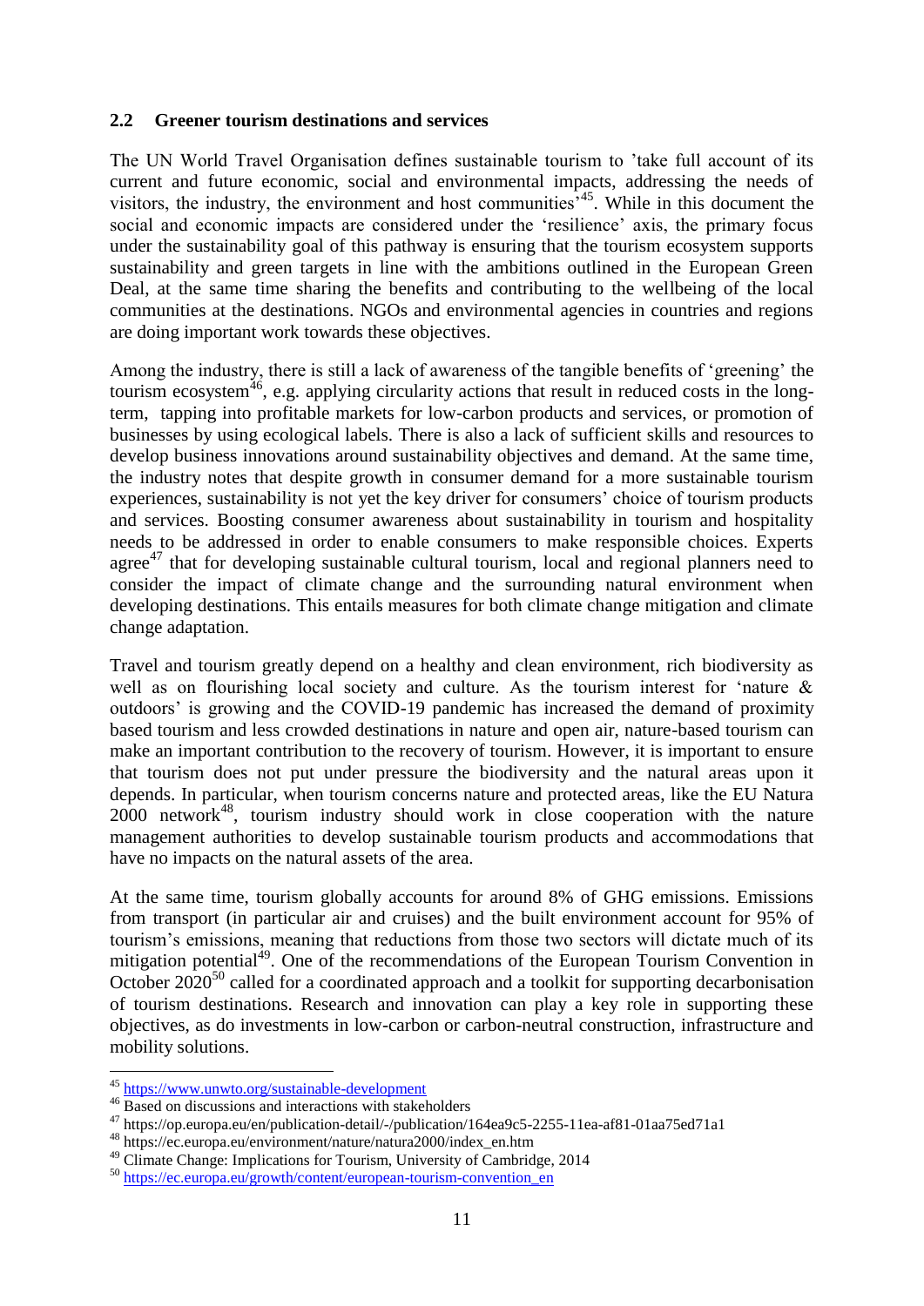## 2.2 Greener tourism destinations and services

The UN World Travel Organisation defines sustainable tourism to 'take full account of its current and future economic, social and environmental impacts, addressing the needs of visitors, the industry, the environment and host communities'[45]. While in this document the social and economic impacts are considered under the 'resilience' axis, the primary focus under the sustainability goal of this pathway is ensuring that the tourism ecosystem supports sustainability and green targets in line with the ambitions outlined in the European Green Deal, at the same time sharing the benefits and contributing to the wellbeing of the local communities at the destinations. NGOs and environmental agencies in countries and regions are doing important work towards these objectives.

Among the industry, there is still a lack of awareness of the tangible benefits of 'greening' the tourism ecosystem[46], e.g. applying circularity actions that result in reduced costs in the long-term, tapping into profitable markets for low-carbon products and services, or promotion of businesses by using ecological labels. There is also a lack of sufficient skills and resources to develop business innovations around sustainability objectives and demand. At the same time, the industry notes that despite growth in consumer demand for a more sustainable tourism experiences, sustainability is not yet the key driver for consumers' choice of tourism products and services. Boosting consumer awareness about sustainability in tourism and hospitality needs to be addressed in order to enable consumers to make responsible choices. Experts agree[47] that for developing sustainable cultural tourism, local and regional planners need to consider the impact of climate change and the surrounding natural environment when developing destinations. This entails measures for both climate change mitigation and climate change adaptation.

Travel and tourism greatly depend on a healthy and clean environment, rich biodiversity as well as on flourishing local society and culture. As the tourism interest for 'nature & outdoors' is growing and the COVID-19 pandemic has increased the demand of proximity based tourism and less crowded destinations in nature and open air, nature-based tourism can make an important contribution to the recovery of tourism. However, it is important to ensure that tourism does not put under pressure the biodiversity and the natural areas upon it depends. In particular, when tourism concerns nature and protected areas, like the EU Natura 2000 network[48], tourism industry should work in close cooperation with the nature management authorities to develop sustainable tourism products and accommodations that have no impacts on the natural assets of the area.

At the same time, tourism globally accounts for around 8% of GHG emissions. Emissions from transport (in particular air and cruises) and the built environment account for 95% of tourism's emissions, meaning that reductions from those two sectors will dictate much of its mitigation potential[49]. One of the recommendations of the European Tourism Convention in October 2020[50] called for a coordinated approach and a toolkit for supporting decarbonisation of tourism destinations. Research and innovation can play a key role in supporting these objectives, as do investments in low-carbon or carbon-neutral construction, infrastructure and mobility solutions.

---

[45] https://www.unwto.org/sustainable-development

[46] Based on discussions and interactions with stakeholders

[47] https://op.europa.eu/en/publication-detail/-/publication/164ea9c5-2255-11ea-af81-01aa75ed71a1

[48] https://ec.europa.eu/environment/nature/natura2000/index_en.htm

[49] Climate Change: Implications for Tourism, University of Cambridge, 2014

[50] https://ec.europa.eu/growth/content/european-tourism-convention_en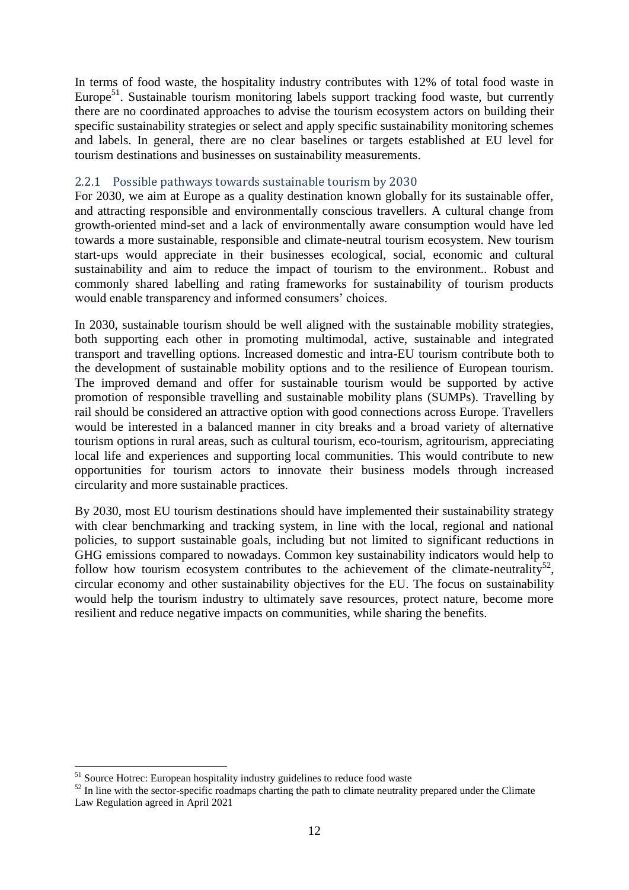In terms of food waste, the hospitality industry contributes with 12% of total food waste in Europe[51]. Sustainable tourism monitoring labels support tracking food waste, but currently there are no coordinated approaches to advise the tourism ecosystem actors on building their specific sustainability strategies or select and apply specific sustainability monitoring schemes and labels. In general, there are no clear baselines or targets established at EU level for tourism destinations and businesses on sustainability measurements.

### 2.2.1 Possible pathways towards sustainable tourism by 2030

For 2030, we aim at Europe as a quality destination known globally for its sustainable offer, and attracting responsible and environmentally conscious travellers. A cultural change from growth-oriented mind-set and a lack of environmentally aware consumption would have led towards a more sustainable, responsible and climate-neutral tourism ecosystem. New tourism start-ups would appreciate in their businesses ecological, social, economic and cultural sustainability and aim to reduce the impact of tourism to the environment.. Robust and commonly shared labelling and rating frameworks for sustainability of tourism products would enable transparency and informed consumers' choices.

In 2030, sustainable tourism should be well aligned with the sustainable mobility strategies, both supporting each other in promoting multimodal, active, sustainable and integrated transport and travelling options. Increased domestic and intra-EU tourism contribute both to the development of sustainable mobility options and to the resilience of European tourism. The improved demand and offer for sustainable tourism would be supported by active promotion of responsible travelling and sustainable mobility plans (SUMPs). Travelling by rail should be considered an attractive option with good connections across Europe. Travellers would be interested in a balanced manner in city breaks and a broad variety of alternative tourism options in rural areas, such as cultural tourism, eco-tourism, agritourism, appreciating local life and experiences and supporting local communities. This would contribute to new opportunities for tourism actors to innovate their business models through increased circularity and more sustainable practices.

By 2030, most EU tourism destinations should have implemented their sustainability strategy with clear benchmarking and tracking system, in line with the local, regional and national policies, to support sustainable goals, including but not limited to significant reductions in GHG emissions compared to nowadays. Common key sustainability indicators would help to follow how tourism ecosystem contributes to the achievement of the climate-neutrality[52], circular economy and other sustainability objectives for the EU. The focus on sustainability would help the tourism industry to ultimately save resources, protect nature, become more resilient and reduce negative impacts on communities, while sharing the benefits.

---

[51] Source Hotrec: European hospitality industry guidelines to reduce food waste

[52] In line with the sector-specific roadmaps charting the path to climate neutrality prepared under the Climate Law Regulation agreed in April 2021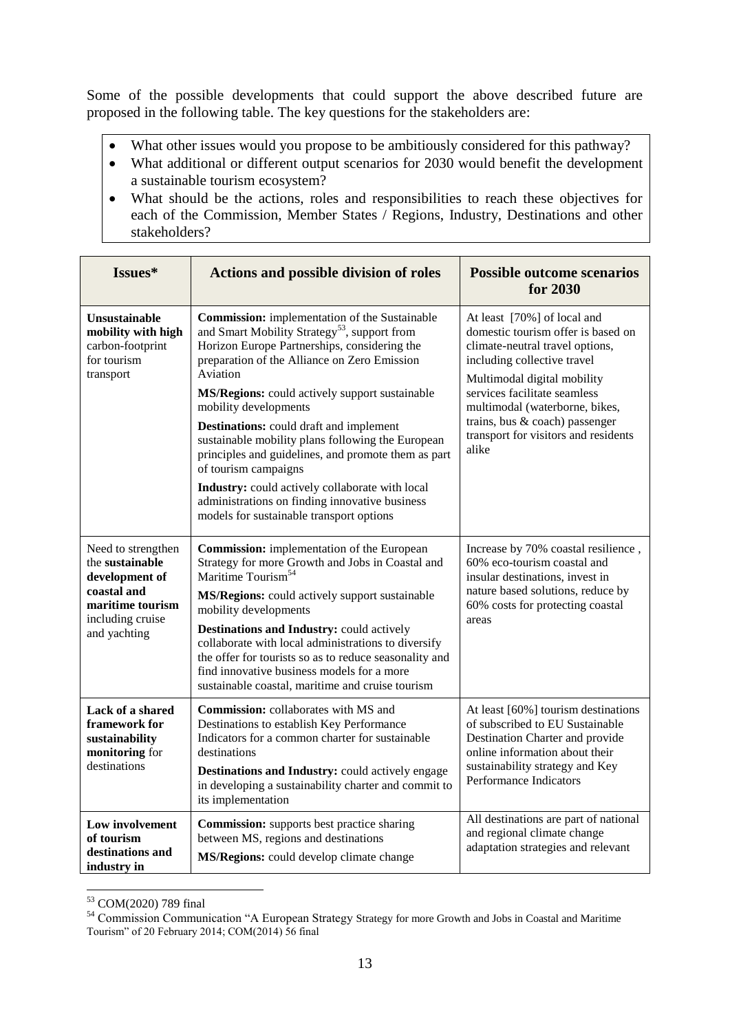Some of the possible developments that could support the above described future are proposed in the following table. The key questions for the stakeholders are:

- What other issues would you propose to be ambitiously considered for this pathway?
- What additional or different output scenarios for 2030 would benefit the development a sustainable tourism ecosystem?
- What should be the actions, roles and responsibilities to reach these objectives for each of the Commission, Member States / Regions, Industry, Destinations and other stakeholders?

| Issues* | Actions and possible division of roles | Possible outcome scenarios for 2030 |
| --- | --- | --- |
| **Unsustainable mobility with high** carbon-footprint for tourism transport | **Commission:** implementation of the Sustainable and Smart Mobility Strategy[53], support from Horizon Europe Partnerships, considering the preparation of the Alliance on Zero Emission Aviation<br><br>**MS/Regions:** could actively support sustainable mobility developments<br><br>**Destinations:** could draft and implement sustainable mobility plans following the European principles and guidelines, and promote them as part of tourism campaigns<br><br>**Industry:** could actively collaborate with local administrations on finding innovative business models for sustainable transport options | At least [70%] of local and domestic tourism offer is based on climate-neutral travel options, including collective travel<br><br>Multimodal digital mobility services facilitate seamless multimodal (waterborne, bikes, trains, bus & coach) passenger transport for visitors and residents alike |
| Need to strengthen the **sustainable development of coastal and maritime tourism** including cruise and yachting | **Commission:** implementation of the European Strategy for more Growth and Jobs in Coastal and Maritime Tourism[54]<br><br>**MS/Regions:** could actively support sustainable mobility developments<br><br>**Destinations and Industry:** could actively collaborate with local administrations to diversify the offer for tourists so as to reduce seasonality and find innovative business models for a more sustainable coastal, maritime and cruise tourism | Increase by 70% coastal resilience , 60% eco-tourism coastal and insular destinations, invest in nature based solutions, reduce by 60% costs for protecting coastal areas |
| **Lack of a shared framework for sustainability monitoring** for destinations | **Commission:** collaborates with MS and Destinations to establish Key Performance Indicators for a common charter for sustainable destinations<br><br>**Destinations and Industry:** could actively engage in developing a sustainability charter and commit to its implementation | At least [60%] tourism destinations of subscribed to EU Sustainable Destination Charter and provide online information about their sustainability strategy and Key Performance Indicators |
| **Low involvement of tourism destinations and industry in** | **Commission:** supports best practice sharing between MS, regions and destinations<br><br>**MS/Regions:** could develop climate change | All destinations are part of national and regional climate change adaptation strategies and relevant |

[53] COM(2020) 789 final

[54] Commission Communication "A European Strategy Strategy for more Growth and Jobs in Coastal and Maritime Tourism" of 20 February 2014; COM(2014) 56 final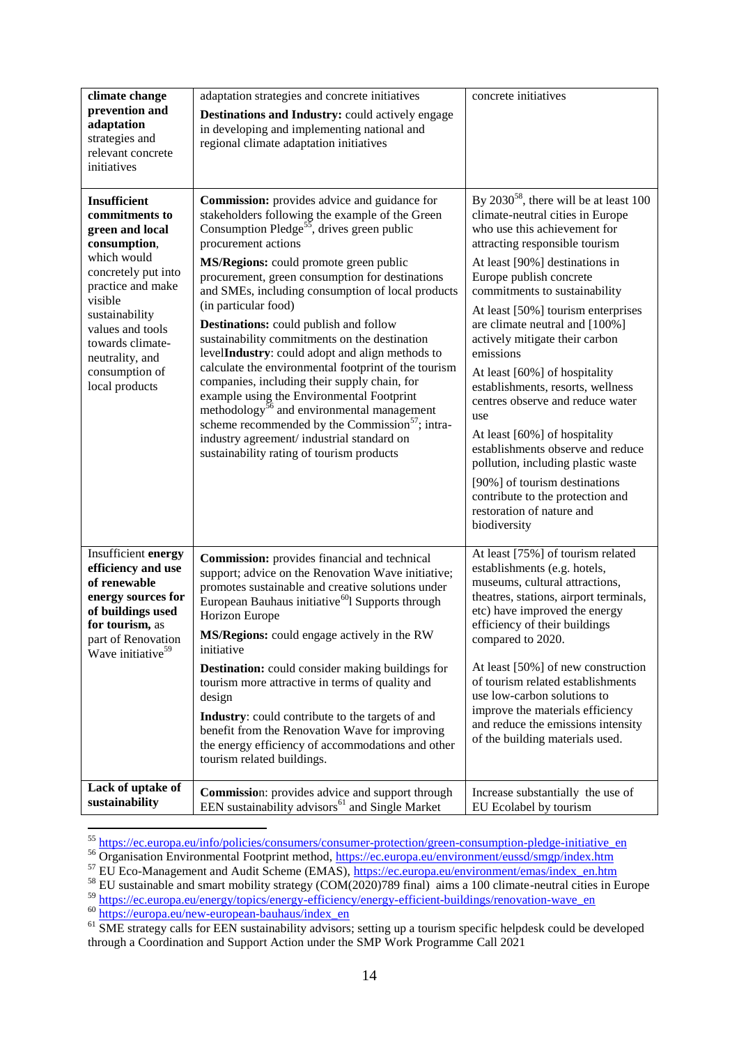| | | |
|---|---|---|
| **climate change prevention and adaptation** strategies and relevant concrete initiatives | adaptation strategies and concrete initiatives<br>**Destinations and Industry:** could actively engage in developing and implementing national and regional climate adaptation initiatives | concrete initiatives |
| **Insufficient commitments to green and local consumption**, which would concretely put into practice and make visible sustainability values and tools towards climate-neutrality, and consumption of local products | **Commission:** provides advice and guidance for stakeholders following the example of the Green Consumption Pledge[55], drives green public procurement actions<br>**MS/Regions:** could promote green public procurement, green consumption for destinations and SMEs, including consumption of local products (in particular food)<br>**Destinations:** could publish and follow sustainability commitments on the destination level**Industry**: could adopt and align methods to calculate the environmental footprint of the tourism companies, including their supply chain, for example using the Environmental Footprint methodology[56] and environmental management scheme recommended by the Commission[57]; intra-industry agreement/ industrial standard on sustainability rating of tourism products | By 2030[58], there will be at least 100 climate-neutral cities in Europe who use this achievement for attracting responsible tourism<br>At least [90%] destinations in Europe publish concrete commitments to sustainability<br>At least [50%] tourism enterprises are climate neutral and [100%] actively mitigate their carbon emissions<br>At least [60%] of hospitality establishments, resorts, wellness centres observe and reduce water use<br>At least [60%] of hospitality establishments observe and reduce pollution, including plastic waste<br>[90%] of tourism destinations contribute to the protection and restoration of nature and biodiversity |
| Insufficient **energy efficiency and use of renewable energy sources for of buildings used for tourism,** as part of Renovation Wave initiative[59] | **Commission:** provides financial and technical support; advice on the Renovation Wave initiative; promotes sustainable and creative solutions under European Bauhaus initiative[60]l Supports through Horizon Europe<br>**MS/Regions:** could engage actively in the RW initiative<br>**Destination:** could consider making buildings for tourism more attractive in terms of quality and design<br>**Industry**: could contribute to the targets of and benefit from the Renovation Wave for improving the energy efficiency of accommodations and other tourism related buildings. | At least [75%] of tourism related establishments (e.g. hotels, museums, cultural attractions, theatres, stations, airport terminals, etc) have improved the energy efficiency of their buildings compared to 2020.<br>At least [50%] of new construction of tourism related establishments use low-carbon solutions to improve the materials efficiency and reduce the emissions intensity of the building materials used. |
| **Lack of uptake of sustainability** | **Commissio**n: provides advice and support through EEN sustainability advisors[61] and Single Market | Increase substantially the use of EU Ecolabel by tourism |

[55] https://ec.europa.eu/info/policies/consumers/consumer-protection/green-consumption-pledge-initiative_en

[56] Organisation Environmental Footprint method, https://ec.europa.eu/environment/eussd/smgp/index.htm

[57] EU Eco-Management and Audit Scheme (EMAS), https://ec.europa.eu/environment/emas/index_en.htm

[58] EU sustainable and smart mobility strategy (COM(2020)789 final) aims a 100 climate-neutral cities in Europe

[59] https://ec.europa.eu/energy/topics/energy-efficiency/energy-efficient-buildings/renovation-wave_en

[60] https://europa.eu/new-european-bauhaus/index_en

[61] SME strategy calls for EEN sustainability advisors; setting up a tourism specific helpdesk could be developed through a Coordination and Support Action under the SMP Work Programme Call 2021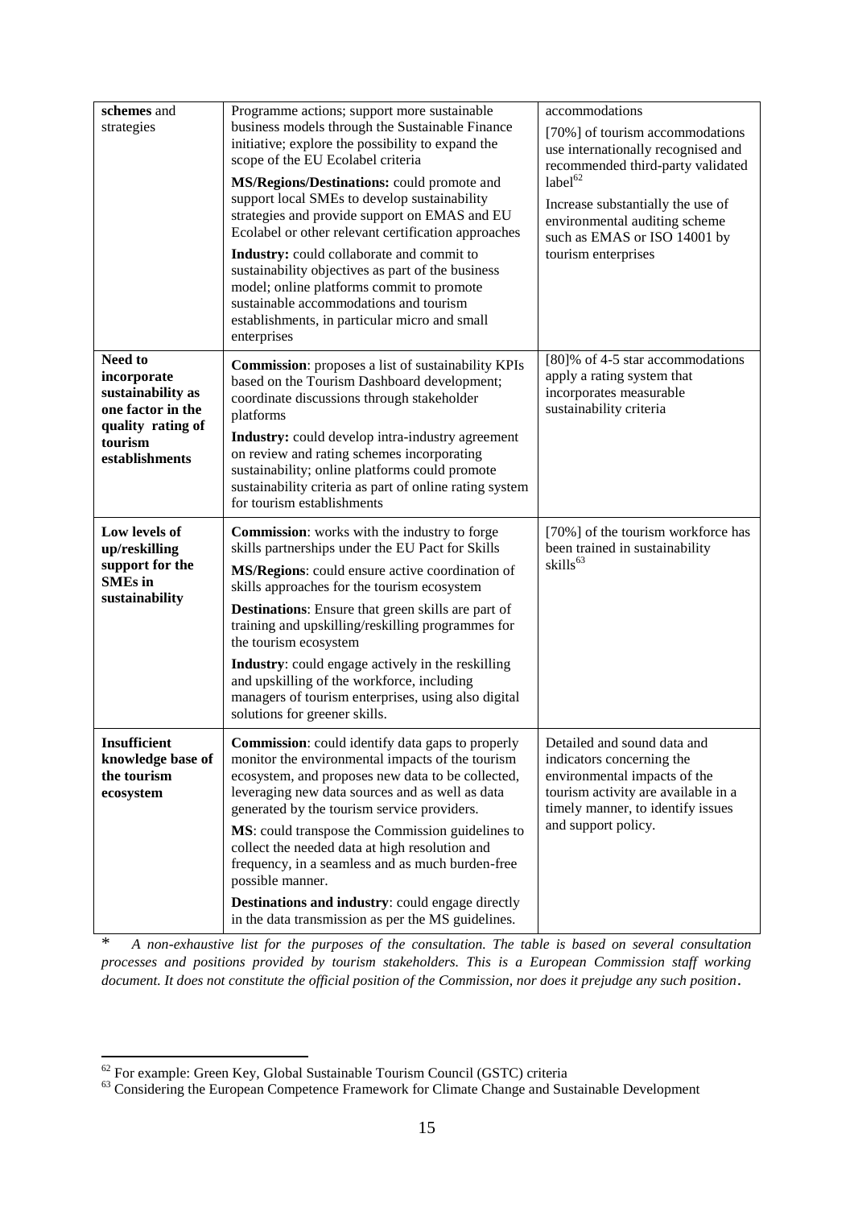| **schemes** and strategies | Programme actions; support more sustainable business models through the Sustainable Finance initiative; explore the possibility to expand the scope of the EU Ecolabel criteria<br><br>**MS/Regions/Destinations:** could promote and support local SMEs to develop sustainability strategies and provide support on EMAS and EU Ecolabel or other relevant certification approaches<br><br>**Industry:** could collaborate and commit to sustainability objectives as part of the business model; online platforms commit to promote sustainable accommodations and tourism establishments, in particular micro and small enterprises | accommodations<br><br>[70%] of tourism accommodations use internationally recognised and recommended third-party validated label[62]<br><br>Increase substantially the use of environmental auditing scheme such as EMAS or ISO 14001 by tourism enterprises |
|---|---|---|
| **Need to incorporate sustainability as one factor in the quality rating of tourism establishments** | **Commission**: proposes a list of sustainability KPIs based on the Tourism Dashboard development; coordinate discussions through stakeholder platforms<br><br>**Industry:** could develop intra-industry agreement on review and rating schemes incorporating sustainability; online platforms could promote sustainability criteria as part of online rating system for tourism establishments | [80]% of 4-5 star accommodations apply a rating system that incorporates measurable sustainability criteria |
| **Low levels of up/reskilling support for the SMEs in sustainability** | **Commission**: works with the industry to forge skills partnerships under the EU Pact for Skills<br><br>**MS/Regions**: could ensure active coordination of skills approaches for the tourism ecosystem<br><br>**Destinations**: Ensure that green skills are part of training and upskilling/reskilling programmes for the tourism ecosystem<br><br>**Industry**: could engage actively in the reskilling and upskilling of the workforce, including managers of tourism enterprises, using also digital solutions for greener skills. | [70%] of the tourism workforce has been trained in sustainability skills[63] |
| **Insufficient knowledge base of the tourism ecosystem** | **Commission**: could identify data gaps to properly monitor the environmental impacts of the tourism ecosystem, and proposes new data to be collected, leveraging new data sources and as well as data generated by the tourism service providers.<br><br>**MS**: could transpose the Commission guidelines to collect the needed data at high resolution and frequency, in a seamless and as much burden-free possible manner.<br><br>**Destinations and industry**: could engage directly in the data transmission as per the MS guidelines. | Detailed and sound data and indicators concerning the environmental impacts of the tourism activity are available in a timely manner, to identify issues and support policy. |

\* *A non-exhaustive list for the purposes of the consultation. The table is based on several consultation processes and positions provided by tourism stakeholders. This is a European Commission staff working document. It does not constitute the official position of the Commission, nor does it prejudge any such position*.

[62] For example: Green Key, Global Sustainable Tourism Council (GSTC) criteria

[63] Considering the European Competence Framework for Climate Change and Sustainable Development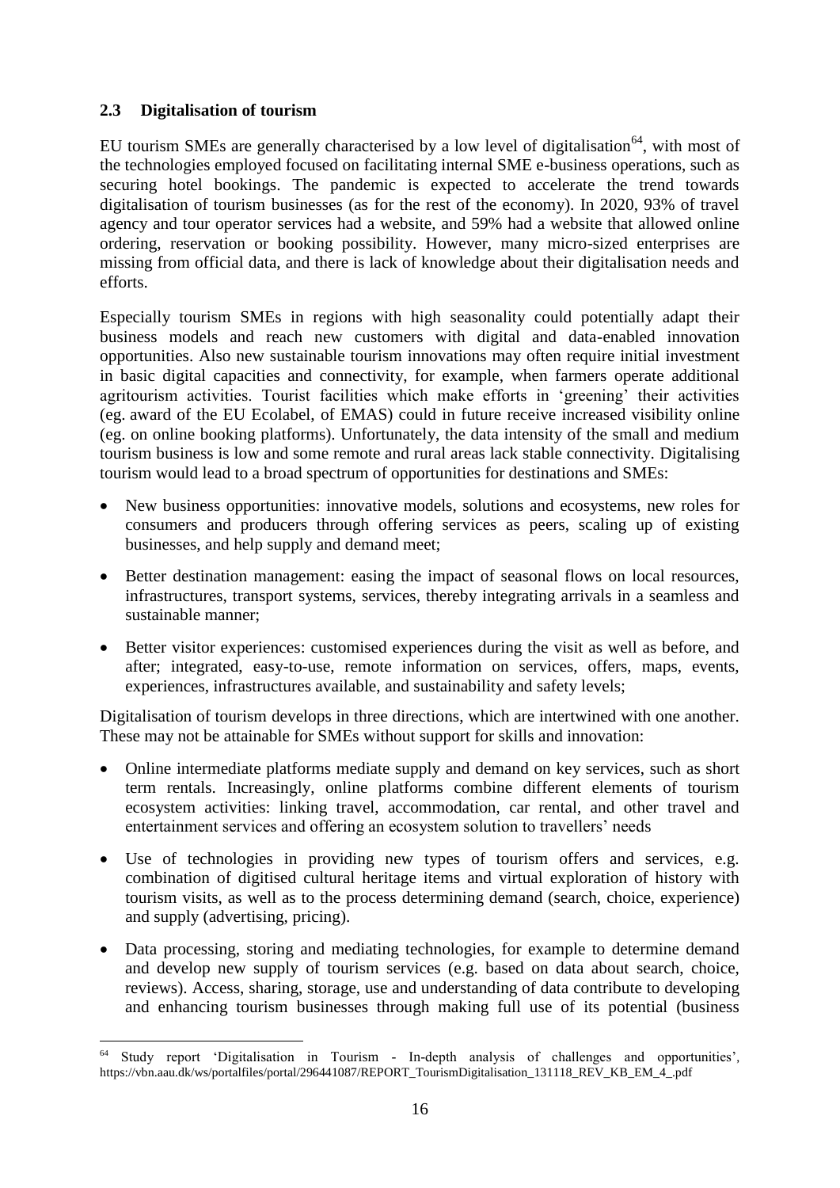## 2.3 Digitalisation of tourism

EU tourism SMEs are generally characterised by a low level of digitalisation[64], with most of the technologies employed focused on facilitating internal SME e-business operations, such as securing hotel bookings. The pandemic is expected to accelerate the trend towards digitalisation of tourism businesses (as for the rest of the economy). In 2020, 93% of travel agency and tour operator services had a website, and 59% had a website that allowed online ordering, reservation or booking possibility. However, many micro-sized enterprises are missing from official data, and there is lack of knowledge about their digitalisation needs and efforts.

Especially tourism SMEs in regions with high seasonality could potentially adapt their business models and reach new customers with digital and data-enabled innovation opportunities. Also new sustainable tourism innovations may often require initial investment in basic digital capacities and connectivity, for example, when farmers operate additional agritourism activities. Tourist facilities which make efforts in 'greening' their activities (eg. award of the EU Ecolabel, of EMAS) could in future receive increased visibility online (eg. on online booking platforms). Unfortunately, the data intensity of the small and medium tourism business is low and some remote and rural areas lack stable connectivity. Digitalising tourism would lead to a broad spectrum of opportunities for destinations and SMEs:

- New business opportunities: innovative models, solutions and ecosystems, new roles for consumers and producers through offering services as peers, scaling up of existing businesses, and help supply and demand meet;
- Better destination management: easing the impact of seasonal flows on local resources, infrastructures, transport systems, services, thereby integrating arrivals in a seamless and sustainable manner;
- Better visitor experiences: customised experiences during the visit as well as before, and after; integrated, easy-to-use, remote information on services, offers, maps, events, experiences, infrastructures available, and sustainability and safety levels;

Digitalisation of tourism develops in three directions, which are intertwined with one another. These may not be attainable for SMEs without support for skills and innovation:

- Online intermediate platforms mediate supply and demand on key services, such as short term rentals. Increasingly, online platforms combine different elements of tourism ecosystem activities: linking travel, accommodation, car rental, and other travel and entertainment services and offering an ecosystem solution to travellers' needs
- Use of technologies in providing new types of tourism offers and services, e.g. combination of digitised cultural heritage items and virtual exploration of history with tourism visits, as well as to the process determining demand (search, choice, experience) and supply (advertising, pricing).
- Data processing, storing and mediating technologies, for example to determine demand and develop new supply of tourism services (e.g. based on data about search, choice, reviews). Access, sharing, storage, use and understanding of data contribute to developing and enhancing tourism businesses through making full use of its potential (business

---

[64] Study report 'Digitalisation in Tourism - In-depth analysis of challenges and opportunities', https://vbn.aau.dk/ws/portalfiles/portal/296441087/REPORT_TourismDigitalisation_131118_REV_KB_EM_4_.pdf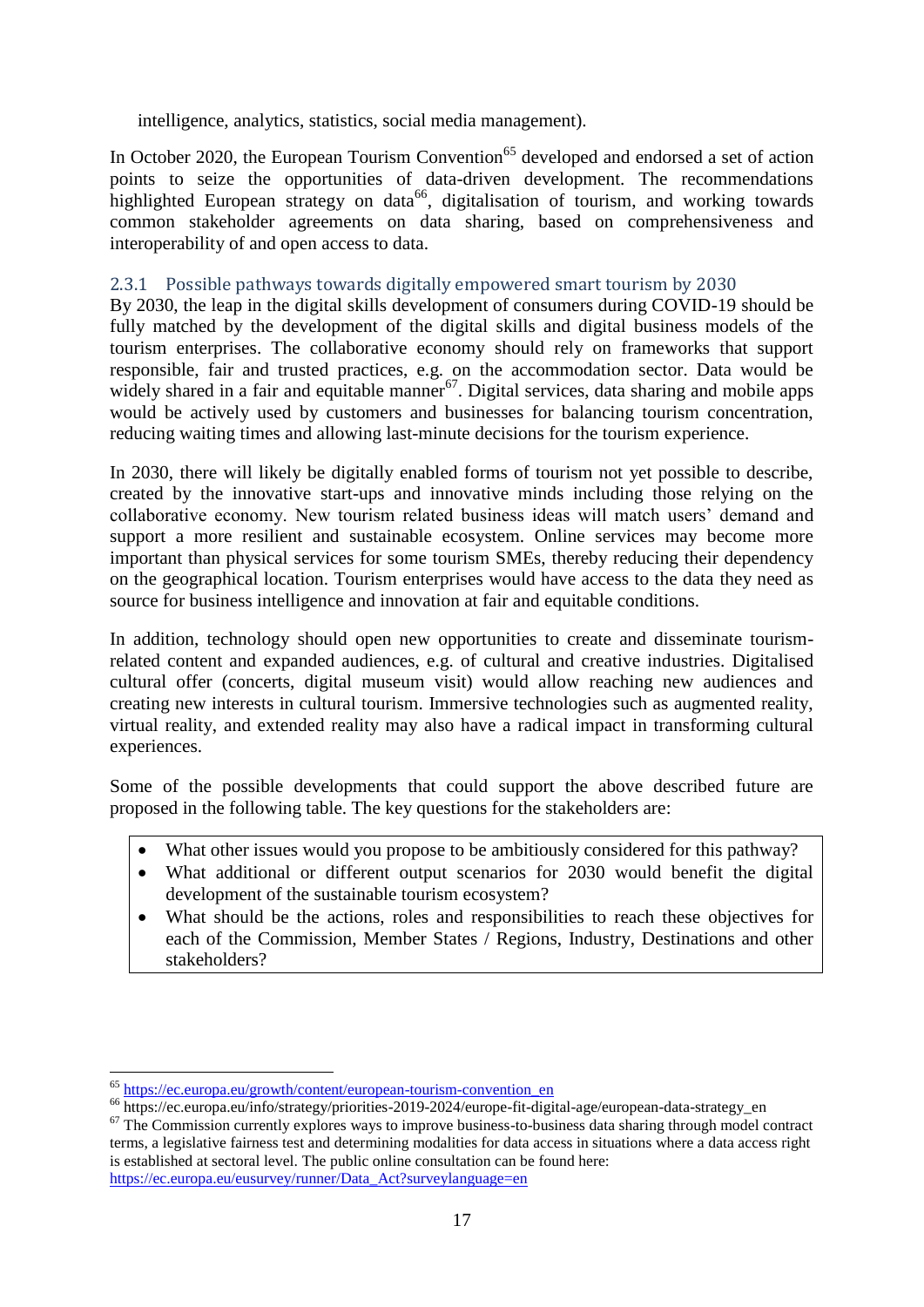intelligence, analytics, statistics, social media management).

In October 2020, the European Tourism Convention[65] developed and endorsed a set of action points to seize the opportunities of data-driven development. The recommendations highlighted European strategy on data[66], digitalisation of tourism, and working towards common stakeholder agreements on data sharing, based on comprehensiveness and interoperability of and open access to data.

### 2.3.1 Possible pathways towards digitally empowered smart tourism by 2030

By 2030, the leap in the digital skills development of consumers during COVID-19 should be fully matched by the development of the digital skills and digital business models of the tourism enterprises. The collaborative economy should rely on frameworks that support responsible, fair and trusted practices, e.g. on the accommodation sector. Data would be widely shared in a fair and equitable manner[67]. Digital services, data sharing and mobile apps would be actively used by customers and businesses for balancing tourism concentration, reducing waiting times and allowing last-minute decisions for the tourism experience.

In 2030, there will likely be digitally enabled forms of tourism not yet possible to describe, created by the innovative start-ups and innovative minds including those relying on the collaborative economy. New tourism related business ideas will match users' demand and support a more resilient and sustainable ecosystem. Online services may become more important than physical services for some tourism SMEs, thereby reducing their dependency on the geographical location. Tourism enterprises would have access to the data they need as source for business intelligence and innovation at fair and equitable conditions.

In addition, technology should open new opportunities to create and disseminate tourism-related content and expanded audiences, e.g. of cultural and creative industries. Digitalised cultural offer (concerts, digital museum visit) would allow reaching new audiences and creating new interests in cultural tourism. Immersive technologies such as augmented reality, virtual reality, and extended reality may also have a radical impact in transforming cultural experiences.

Some of the possible developments that could support the above described future are proposed in the following table. The key questions for the stakeholders are:

- What other issues would you propose to be ambitiously considered for this pathway?
- What additional or different output scenarios for 2030 would benefit the digital development of the sustainable tourism ecosystem?
- What should be the actions, roles and responsibilities to reach these objectives for each of the Commission, Member States / Regions, Industry, Destinations and other stakeholders?

---

[65] https://ec.europa.eu/growth/content/european-tourism-convention_en

[66] https://ec.europa.eu/info/strategy/priorities-2019-2024/europe-fit-digital-age/european-data-strategy_en

[67] The Commission currently explores ways to improve business-to-business data sharing through model contract terms, a legislative fairness test and determining modalities for data access in situations where a data access right is established at sectoral level. The public online consultation can be found here: https://ec.europa.eu/eusurvey/runner/Data_Act?surveylanguage=en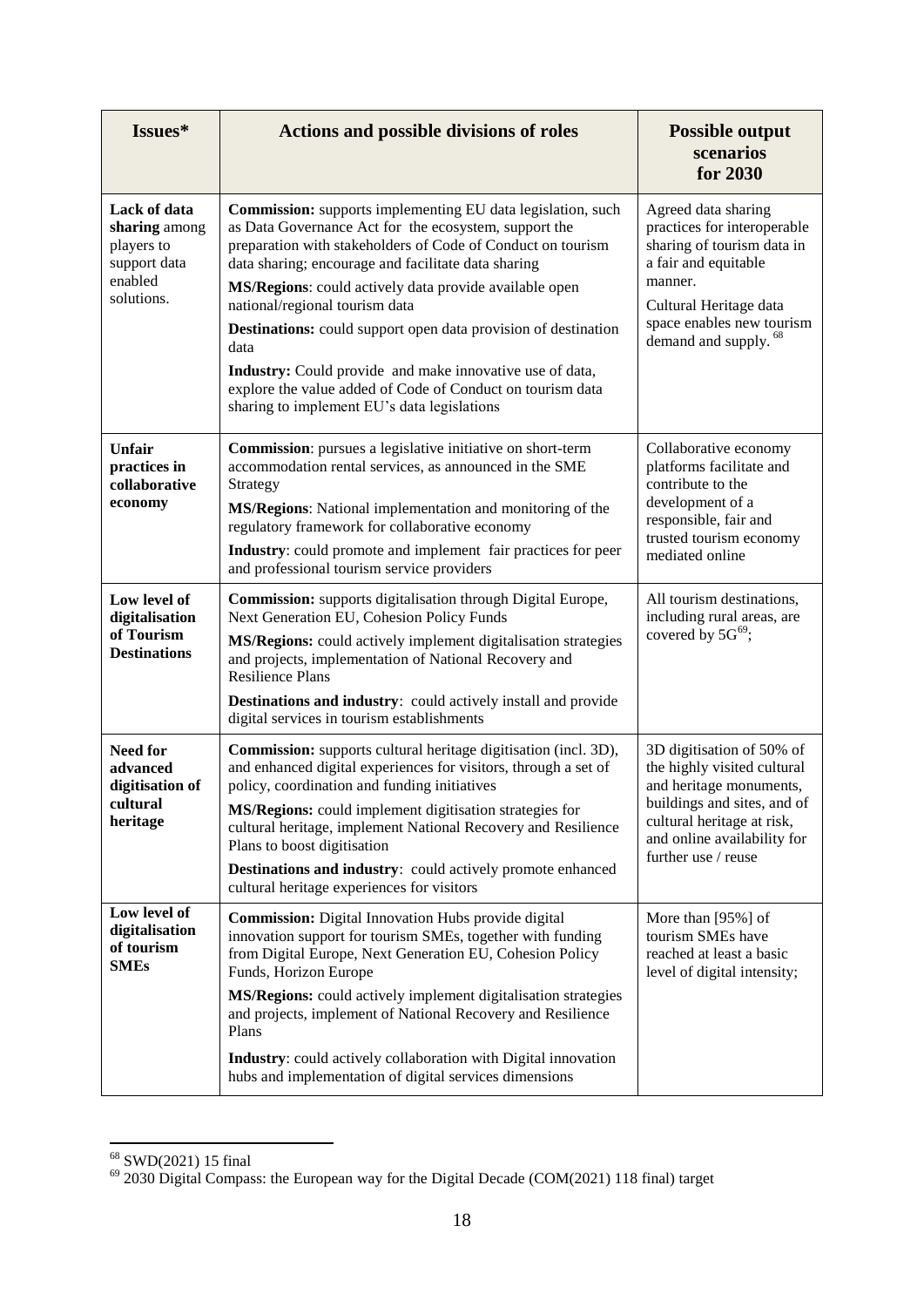| Issues* | Actions and possible divisions of roles | Possible output scenarios for 2030 |
|---|---|---|
| **Lack of data sharing** among players to support data enabled solutions. | **Commission:** supports implementing EU data legislation, such as Data Governance Act for the ecosystem, support the preparation with stakeholders of Code of Conduct on tourism data sharing; encourage and facilitate data sharing<br>**MS/Regions**: could actively data provide available open national/regional tourism data<br>**Destinations:** could support open data provision of destination data<br>**Industry:** Could provide and make innovative use of data, explore the value added of Code of Conduct on tourism data sharing to implement EU's data legislations | Agreed data sharing practices for interoperable sharing of tourism data in a fair and equitable manner.<br>Cultural Heritage data space enables new tourism demand and supply. [68] |
| **Unfair practices in collaborative economy** | **Commission**: pursues a legislative initiative on short-term accommodation rental services, as announced in the SME Strategy<br>**MS/Regions**: National implementation and monitoring of the regulatory framework for collaborative economy<br>**Industry**: could promote and implement fair practices for peer and professional tourism service providers | Collaborative economy platforms facilitate and contribute to the development of a responsible, fair and trusted tourism economy mediated online |
| **Low level of digitalisation of Tourism Destinations** | **Commission:** supports digitalisation through Digital Europe, Next Generation EU, Cohesion Policy Funds<br>**MS/Regions:** could actively implement digitalisation strategies and projects, implementation of National Recovery and Resilience Plans<br>**Destinations and industry**: could actively install and provide digital services in tourism establishments | All tourism destinations, including rural areas, are covered by 5G[69]; |
| **Need for advanced digitisation of cultural heritage** | **Commission:** supports cultural heritage digitisation (incl. 3D), and enhanced digital experiences for visitors, through a set of policy, coordination and funding initiatives<br>**MS/Regions:** could implement digitisation strategies for cultural heritage, implement National Recovery and Resilience Plans to boost digitisation<br>**Destinations and industry**: could actively promote enhanced cultural heritage experiences for visitors | 3D digitisation of 50% of the highly visited cultural and heritage monuments, buildings and sites, and of cultural heritage at risk, and online availability for further use / reuse |
| **Low level of digitalisation of tourism SMEs** | **Commission:** Digital Innovation Hubs provide digital innovation support for tourism SMEs, together with funding from Digital Europe, Next Generation EU, Cohesion Policy Funds, Horizon Europe<br>**MS/Regions:** could actively implement digitalisation strategies and projects, implement of National Recovery and Resilience Plans<br>**Industry**: could actively collaboration with Digital innovation hubs and implementation of digital services dimensions | More than [95%] of tourism SMEs have reached at least a basic level of digital intensity; |

[68] SWD(2021) 15 final

[69] 2030 Digital Compass: the European way for the Digital Decade (COM(2021) 118 final) target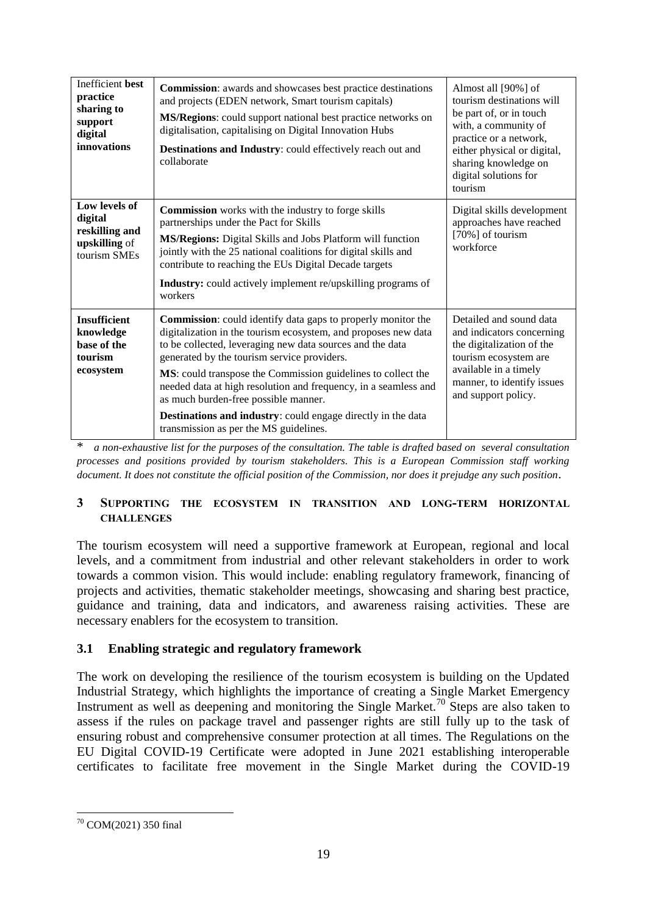| | | |
|---|---|---|
| Inefficient **best practice sharing to support digital innovations** | **Commission**: awards and showcases best practice destinations and projects (EDEN network, Smart tourism capitals)<br>**MS/Regions**: could support national best practice networks on digitalisation, capitalising on Digital Innovation Hubs<br>**Destinations and Industry**: could effectively reach out and collaborate | Almost all [90%] of tourism destinations will be part of, or in touch with, a community of practice or a network, either physical or digital, sharing knowledge on digital solutions for tourism |
| **Low levels of digital reskilling and upskilling** of tourism SMEs | **Commission** works with the industry to forge skills partnerships under the Pact for Skills<br>**MS/Regions:** Digital Skills and Jobs Platform will function jointly with the 25 national coalitions for digital skills and contribute to reaching the EUs Digital Decade targets<br>**Industry:** could actively implement re/upskilling programs of workers | Digital skills development approaches have reached [70%] of tourism workforce |
| **Insufficient knowledge base of the tourism ecosystem** | **Commission**: could identify data gaps to properly monitor the digitalization in the tourism ecosystem, and proposes new data to be collected, leveraging new data sources and the data generated by the tourism service providers.<br>**MS**: could transpose the Commission guidelines to collect the needed data at high resolution and frequency, in a seamless and as much burden-free possible manner.<br>**Destinations and industry**: could engage directly in the data transmission as per the MS guidelines. | Detailed and sound data and indicators concerning the digitalization of the tourism ecosystem are available in a timely manner, to identify issues and support policy. |

\* *a non-exhaustive list for the purposes of the consultation. The table is drafted based on several consultation processes and positions provided by tourism stakeholders. This is a European Commission staff working document. It does not constitute the official position of the Commission, nor does it prejudge any such position*.

## 3 Supporting the ecosystem in transition and long-term horizontal challenges

The tourism ecosystem will need a supportive framework at European, regional and local levels, and a commitment from industrial and other relevant stakeholders in order to work towards a common vision. This would include: enabling regulatory framework, financing of projects and activities, thematic stakeholder meetings, showcasing and sharing best practice, guidance and training, data and indicators, and awareness raising activities. These are necessary enablers for the ecosystem to transition.

### 3.1 Enabling strategic and regulatory framework

The work on developing the resilience of the tourism ecosystem is building on the Updated Industrial Strategy, which highlights the importance of creating a Single Market Emergency Instrument as well as deepening and monitoring the Single Market.[70] Steps are also taken to assess if the rules on package travel and passenger rights are still fully up to the task of ensuring robust and comprehensive consumer protection at all times. The Regulations on the EU Digital COVID-19 Certificate were adopted in June 2021 establishing interoperable certificates to facilitate free movement in the Single Market during the COVID-19

[70] COM(2021) 350 final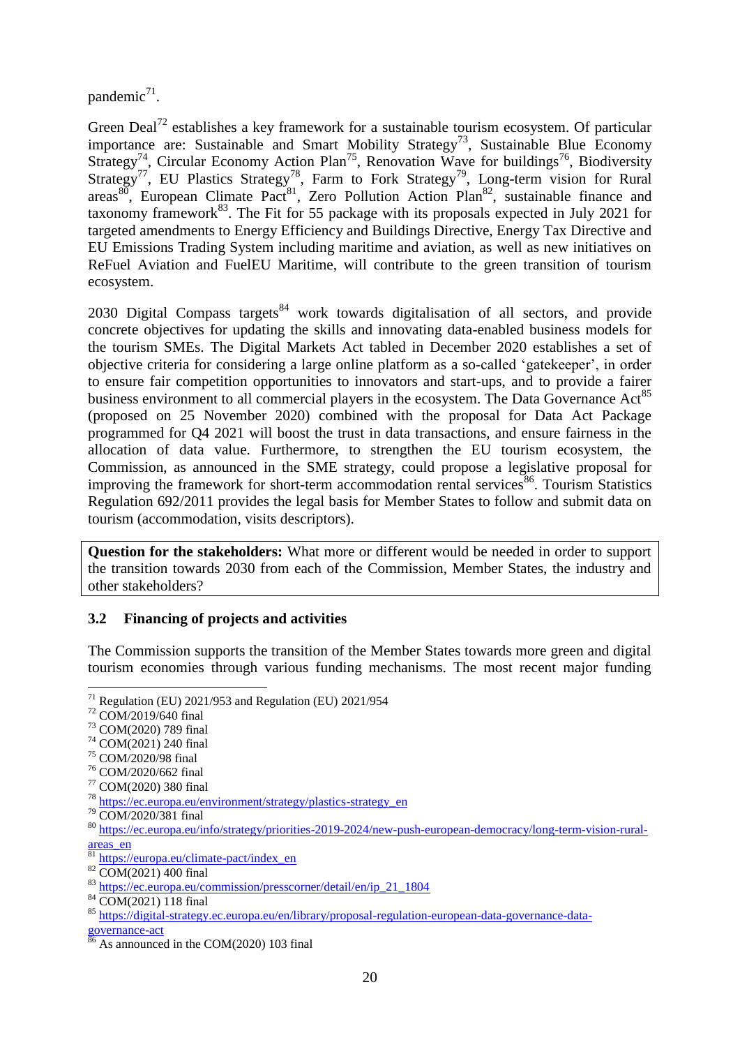pandemic[71].

Green Deal[72] establishes a key framework for a sustainable tourism ecosystem. Of particular importance are: Sustainable and Smart Mobility Strategy[73], Sustainable Blue Economy Strategy[74], Circular Economy Action Plan[75], Renovation Wave for buildings[76], Biodiversity Strategy[77], EU Plastics Strategy[78], Farm to Fork Strategy[79], Long-term vision for Rural areas[80], European Climate Pact[81], Zero Pollution Action Plan[82], sustainable finance and taxonomy framework[83]. The Fit for 55 package with its proposals expected in July 2021 for targeted amendments to Energy Efficiency and Buildings Directive, Energy Tax Directive and EU Emissions Trading System including maritime and aviation, as well as new initiatives on ReFuel Aviation and FuelEU Maritime, will contribute to the green transition of tourism ecosystem.

2030 Digital Compass targets[84] work towards digitalisation of all sectors, and provide concrete objectives for updating the skills and innovating data-enabled business models for the tourism SMEs. The Digital Markets Act tabled in December 2020 establishes a set of objective criteria for considering a large online platform as a so-called 'gatekeeper', in order to ensure fair competition opportunities to innovators and start-ups, and to provide a fairer business environment to all commercial players in the ecosystem. The Data Governance Act[85] (proposed on 25 November 2020) combined with the proposal for Data Act Package programmed for Q4 2021 will boost the trust in data transactions, and ensure fairness in the allocation of data value. Furthermore, to strengthen the EU tourism ecosystem, the Commission, as announced in the SME strategy, could propose a legislative proposal for improving the framework for short-term accommodation rental services[86]. Tourism Statistics Regulation 692/2011 provides the legal basis for Member States to follow and submit data on tourism (accommodation, visits descriptors).

> **Question for the stakeholders:** What more or different would be needed in order to support the transition towards 2030 from each of the Commission, Member States, the industry and other stakeholders?

### 3.2 Financing of projects and activities

The Commission supports the transition of the Member States towards more green and digital tourism economies through various funding mechanisms. The most recent major funding

---

[71] Regulation (EU) 2021/953 and Regulation (EU) 2021/954

[72] COM/2019/640 final

[73] COM(2020) 789 final

[74] COM(2021) 240 final

[75] COM/2020/98 final

[76] COM/2020/662 final

[77] COM(2020) 380 final

[78] https://ec.europa.eu/environment/strategy/plastics-strategy_en

[79] COM/2020/381 final

[80] https://ec.europa.eu/info/strategy/priorities-2019-2024/new-push-european-democracy/long-term-vision-rural-areas_en

[81] https://europa.eu/climate-pact/index_en

[82] COM(2021) 400 final

[83] https://ec.europa.eu/commission/presscorner/detail/en/ip_21_1804

[84] COM(2021) 118 final

[85] https://digital-strategy.ec.europa.eu/en/library/proposal-regulation-european-data-governance-data-governance-act

[86] As announced in the COM(2020) 103 final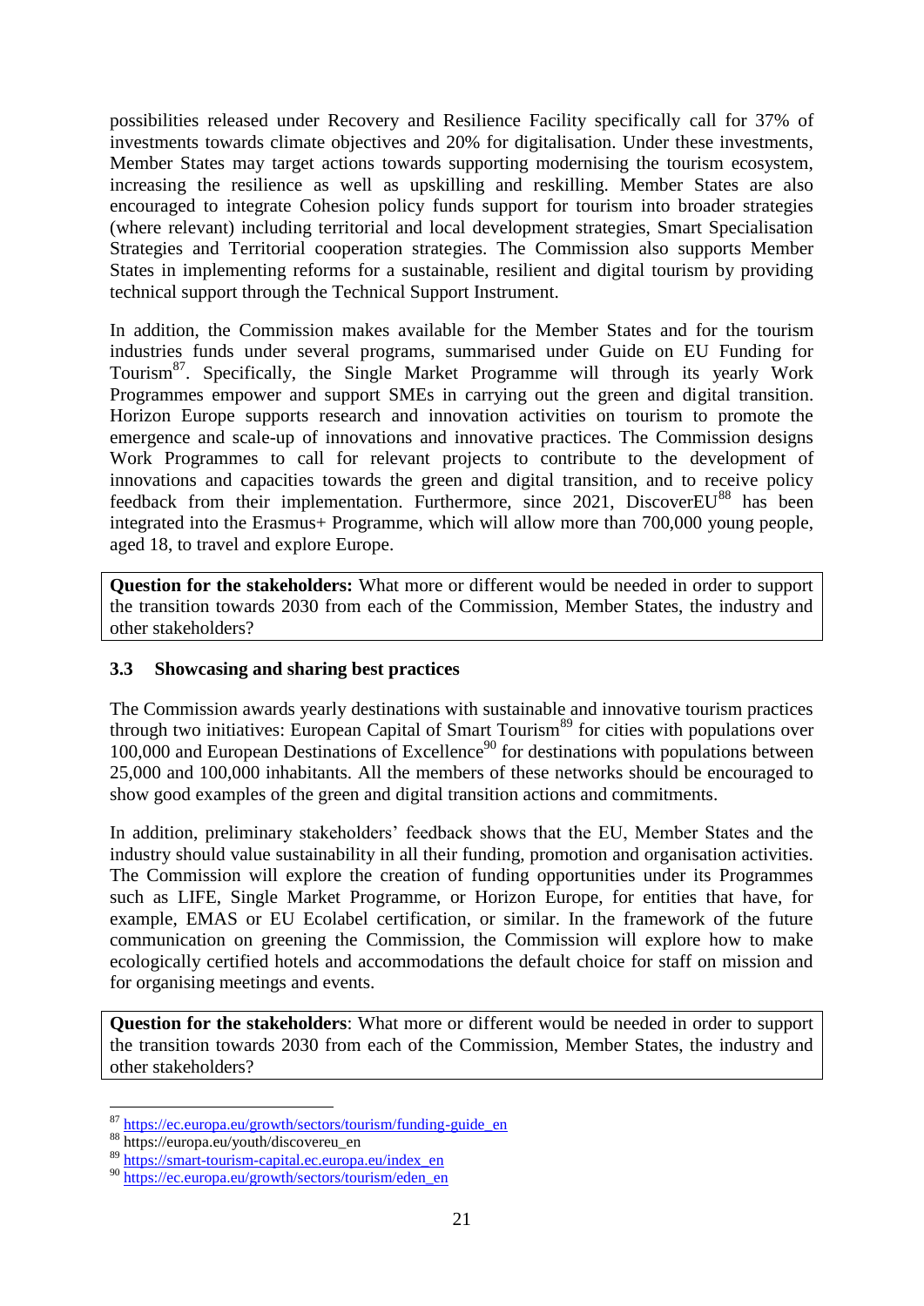possibilities released under Recovery and Resilience Facility specifically call for 37% of investments towards climate objectives and 20% for digitalisation. Under these investments, Member States may target actions towards supporting modernising the tourism ecosystem, increasing the resilience as well as upskilling and reskilling. Member States are also encouraged to integrate Cohesion policy funds support for tourism into broader strategies (where relevant) including territorial and local development strategies, Smart Specialisation Strategies and Territorial cooperation strategies. The Commission also supports Member States in implementing reforms for a sustainable, resilient and digital tourism by providing technical support through the Technical Support Instrument.

In addition, the Commission makes available for the Member States and for the tourism industries funds under several programs, summarised under Guide on EU Funding for Tourism[87]. Specifically, the Single Market Programme will through its yearly Work Programmes empower and support SMEs in carrying out the green and digital transition. Horizon Europe supports research and innovation activities on tourism to promote the emergence and scale-up of innovations and innovative practices. The Commission designs Work Programmes to call for relevant projects to contribute to the development of innovations and capacities towards the green and digital transition, and to receive policy feedback from their implementation. Furthermore, since 2021, DiscoverEU[88] has been integrated into the Erasmus+ Programme, which will allow more than 700,000 young people, aged 18, to travel and explore Europe.

> **Question for the stakeholders:** What more or different would be needed in order to support the transition towards 2030 from each of the Commission, Member States, the industry and other stakeholders?

### 3.3 Showcasing and sharing best practices

The Commission awards yearly destinations with sustainable and innovative tourism practices through two initiatives: European Capital of Smart Tourism[89] for cities with populations over 100,000 and European Destinations of Excellence[90] for destinations with populations between 25,000 and 100,000 inhabitants. All the members of these networks should be encouraged to show good examples of the green and digital transition actions and commitments.

In addition, preliminary stakeholders' feedback shows that the EU, Member States and the industry should value sustainability in all their funding, promotion and organisation activities. The Commission will explore the creation of funding opportunities under its Programmes such as LIFE, Single Market Programme, or Horizon Europe, for entities that have, for example, EMAS or EU Ecolabel certification, or similar. In the framework of the future communication on greening the Commission, the Commission will explore how to make ecologically certified hotels and accommodations the default choice for staff on mission and for organising meetings and events.

> **Question for the stakeholders**: What more or different would be needed in order to support the transition towards 2030 from each of the Commission, Member States, the industry and other stakeholders?

---

[87] https://ec.europa.eu/growth/sectors/tourism/funding-guide_en

[88] https://europa.eu/youth/discovereu_en

[89] https://smart-tourism-capital.ec.europa.eu/index_en

[90] https://ec.europa.eu/growth/sectors/tourism/eden_en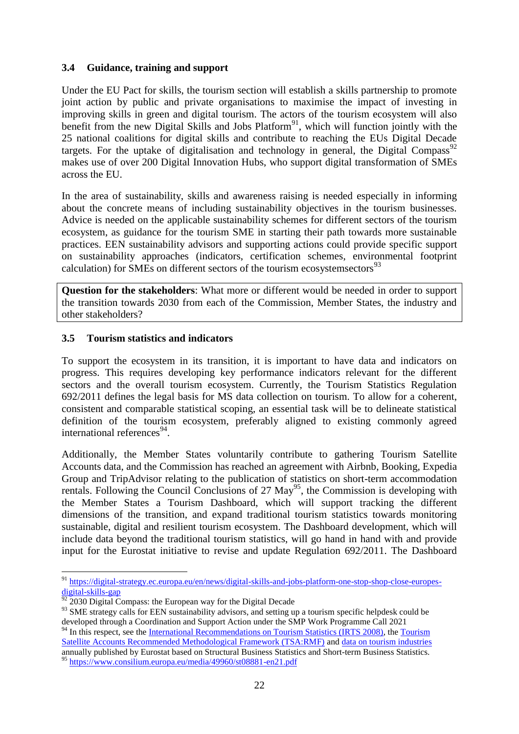### 3.4 Guidance, training and support

Under the EU Pact for skills, the tourism section will establish a skills partnership to promote joint action by public and private organisations to maximise the impact of investing in improving skills in green and digital tourism. The actors of the tourism ecosystem will also benefit from the new Digital Skills and Jobs Platform[91], which will function jointly with the 25 national coalitions for digital skills and contribute to reaching the EUs Digital Decade targets. For the uptake of digitalisation and technology in general, the Digital Compass[92] makes use of over 200 Digital Innovation Hubs, who support digital transformation of SMEs across the EU.

In the area of sustainability, skills and awareness raising is needed especially in informing about the concrete means of including sustainability objectives in the tourism businesses. Advice is needed on the applicable sustainability schemes for different sectors of the tourism ecosystem, as guidance for the tourism SME in starting their path towards more sustainable practices. EEN sustainability advisors and supporting actions could provide specific support on sustainability approaches (indicators, certification schemes, environmental footprint calculation) for SMEs on different sectors of the tourism ecosystemsectors[93]

> **Question for the stakeholders**: What more or different would be needed in order to support the transition towards 2030 from each of the Commission, Member States, the industry and other stakeholders?

### 3.5 Tourism statistics and indicators

To support the ecosystem in its transition, it is important to have data and indicators on progress. This requires developing key performance indicators relevant for the different sectors and the overall tourism ecosystem. Currently, the Tourism Statistics Regulation 692/2011 defines the legal basis for MS data collection on tourism. To allow for a coherent, consistent and comparable statistical scoping, an essential task will be to delineate statistical definition of the tourism ecosystem, preferably aligned to existing commonly agreed international references[94].

Additionally, the Member States voluntarily contribute to gathering Tourism Satellite Accounts data, and the Commission has reached an agreement with Airbnb, Booking, Expedia Group and TripAdvisor relating to the publication of statistics on short-term accommodation rentals. Following the Council Conclusions of 27 May[95], the Commission is developing with the Member States a Tourism Dashboard, which will support tracking the different dimensions of the transition, and expand traditional tourism statistics towards monitoring sustainable, digital and resilient tourism ecosystem. The Dashboard development, which will include data beyond the traditional tourism statistics, will go hand in hand with and provide input for the Eurostat initiative to revise and update Regulation 692/2011. The Dashboard

---

[91] https://digital-strategy.ec.europa.eu/en/news/digital-skills-and-jobs-platform-one-stop-shop-close-europes-digital-skills-gap

[92] 2030 Digital Compass: the European way for the Digital Decade

[93] SME strategy calls for EEN sustainability advisors, and setting up a tourism specific helpdesk could be developed through a Coordination and Support Action under the SMP Work Programme Call 2021

[94] In this respect, see the International Recommendations on Tourism Statistics (IRTS 2008), the Tourism Satellite Accounts Recommended Methodological Framework (TSA:RMF) and data on tourism industries annually published by Eurostat based on Structural Business Statistics and Short-term Business Statistics.

[95] https://www.consilium.europa.eu/media/49960/st08881-en21.pdf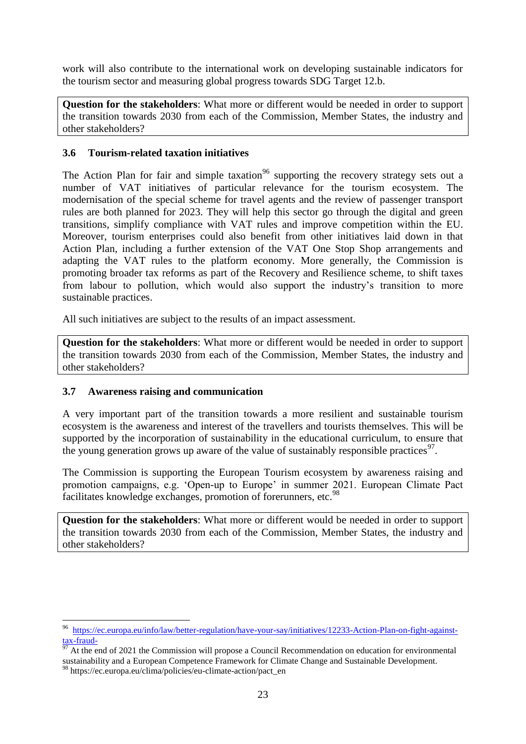work will also contribute to the international work on developing sustainable indicators for the tourism sector and measuring global progress towards SDG Target 12.b.

> **Question for the stakeholders**: What more or different would be needed in order to support the transition towards 2030 from each of the Commission, Member States, the industry and other stakeholders?

### 3.6 Tourism-related taxation initiatives

The Action Plan for fair and simple taxation[96] supporting the recovery strategy sets out a number of VAT initiatives of particular relevance for the tourism ecosystem. The modernisation of the special scheme for travel agents and the review of passenger transport rules are both planned for 2023. They will help this sector go through the digital and green transitions, simplify compliance with VAT rules and improve competition within the EU. Moreover, tourism enterprises could also benefit from other initiatives laid down in that Action Plan, including a further extension of the VAT One Stop Shop arrangements and adapting the VAT rules to the platform economy. More generally, the Commission is promoting broader tax reforms as part of the Recovery and Resilience scheme, to shift taxes from labour to pollution, which would also support the industry's transition to more sustainable practices.

All such initiatives are subject to the results of an impact assessment.

> **Question for the stakeholders**: What more or different would be needed in order to support the transition towards 2030 from each of the Commission, Member States, the industry and other stakeholders?

### 3.7 Awareness raising and communication

A very important part of the transition towards a more resilient and sustainable tourism ecosystem is the awareness and interest of the travellers and tourists themselves. This will be supported by the incorporation of sustainability in the educational curriculum, to ensure that the young generation grows up aware of the value of sustainably responsible practices[97].

The Commission is supporting the European Tourism ecosystem by awareness raising and promotion campaigns, e.g. 'Open-up to Europe' in summer 2021. European Climate Pact facilitates knowledge exchanges, promotion of forerunners, etc.[98]

> **Question for the stakeholders**: What more or different would be needed in order to support the transition towards 2030 from each of the Commission, Member States, the industry and other stakeholders?

---

[96] https://ec.europa.eu/info/law/better-regulation/have-your-say/initiatives/12233-Action-Plan-on-fight-against-tax-fraud-

[97] At the end of 2021 the Commission will propose a Council Recommendation on education for environmental sustainability and a European Competence Framework for Climate Change and Sustainable Development.

[98] https://ec.europa.eu/clima/policies/eu-climate-action/pact_en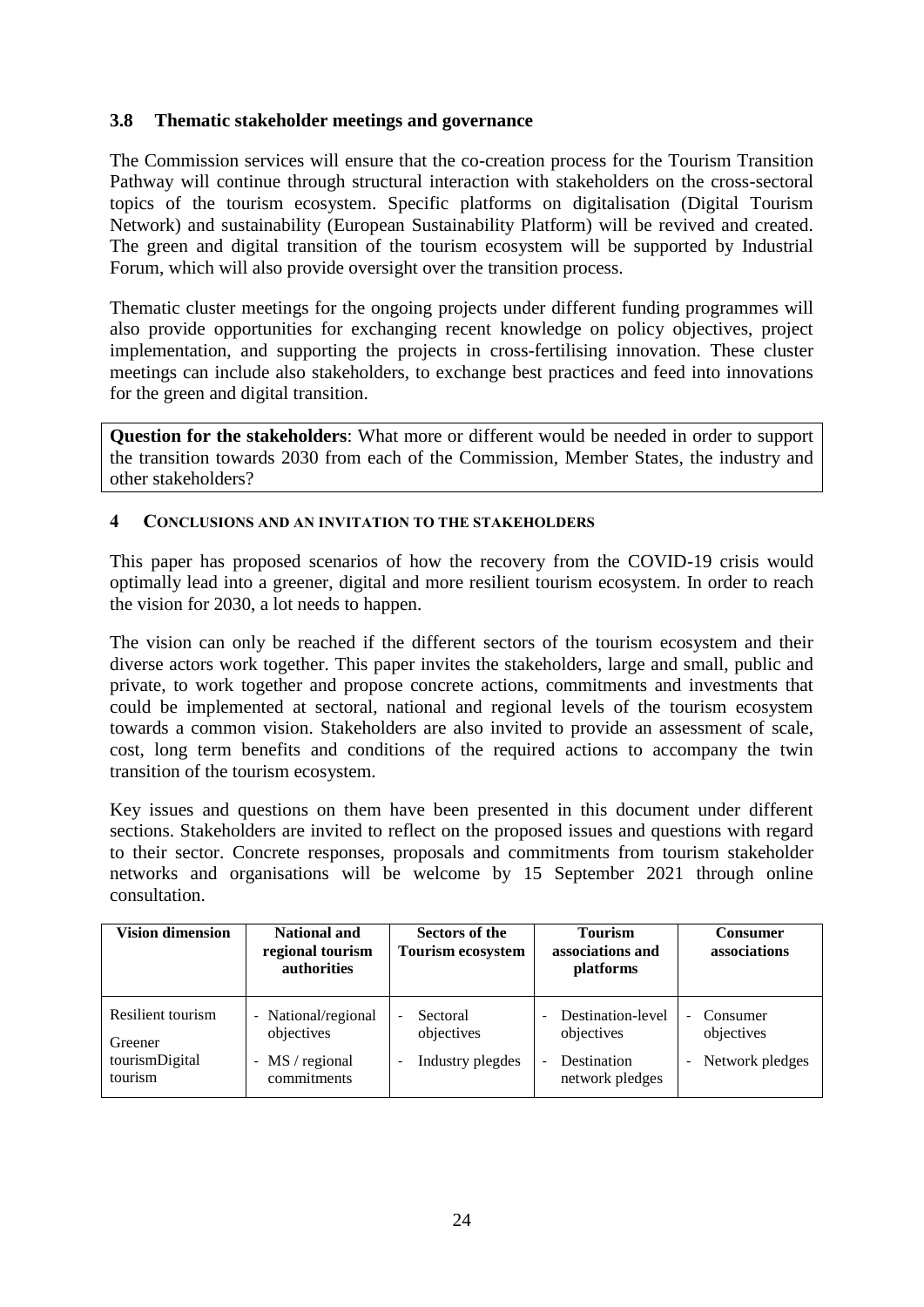### 3.8 Thematic stakeholder meetings and governance

The Commission services will ensure that the co-creation process for the Tourism Transition Pathway will continue through structural interaction with stakeholders on the cross-sectoral topics of the tourism ecosystem. Specific platforms on digitalisation (Digital Tourism Network) and sustainability (European Sustainability Platform) will be revived and created. The green and digital transition of the tourism ecosystem will be supported by Industrial Forum, which will also provide oversight over the transition process.

Thematic cluster meetings for the ongoing projects under different funding programmes will also provide opportunities for exchanging recent knowledge on policy objectives, project implementation, and supporting the projects in cross-fertilising innovation. These cluster meetings can include also stakeholders, to exchange best practices and feed into innovations for the green and digital transition.

**Question for the stakeholders**: What more or different would be needed in order to support the transition towards 2030 from each of the Commission, Member States, the industry and other stakeholders?

## 4 Conclusions and an invitation to the stakeholders

This paper has proposed scenarios of how the recovery from the COVID-19 crisis would optimally lead into a greener, digital and more resilient tourism ecosystem. In order to reach the vision for 2030, a lot needs to happen.

The vision can only be reached if the different sectors of the tourism ecosystem and their diverse actors work together. This paper invites the stakeholders, large and small, public and private, to work together and propose concrete actions, commitments and investments that could be implemented at sectoral, national and regional levels of the tourism ecosystem towards a common vision. Stakeholders are also invited to provide an assessment of scale, cost, long term benefits and conditions of the required actions to accompany the twin transition of the tourism ecosystem.

Key issues and questions on them have been presented in this document under different sections. Stakeholders are invited to reflect on the proposed issues and questions with regard to their sector. Concrete responses, proposals and commitments from tourism stakeholder networks and organisations will be welcome by 15 September 2021 through online consultation.

| Vision dimension | National and regional tourism authorities | Sectors of the Tourism ecosystem | Tourism associations and platforms | Consumer associations |
|---|---|---|---|---|
| Resilient tourism<br>Greener tourismDigital tourism | - National/regional objectives<br>- MS / regional commitments | - Sectoral objectives<br>- Industry plegdes | - Destination-level objectives<br>- Destination network pledges | - Consumer objectives<br>- Network pledges |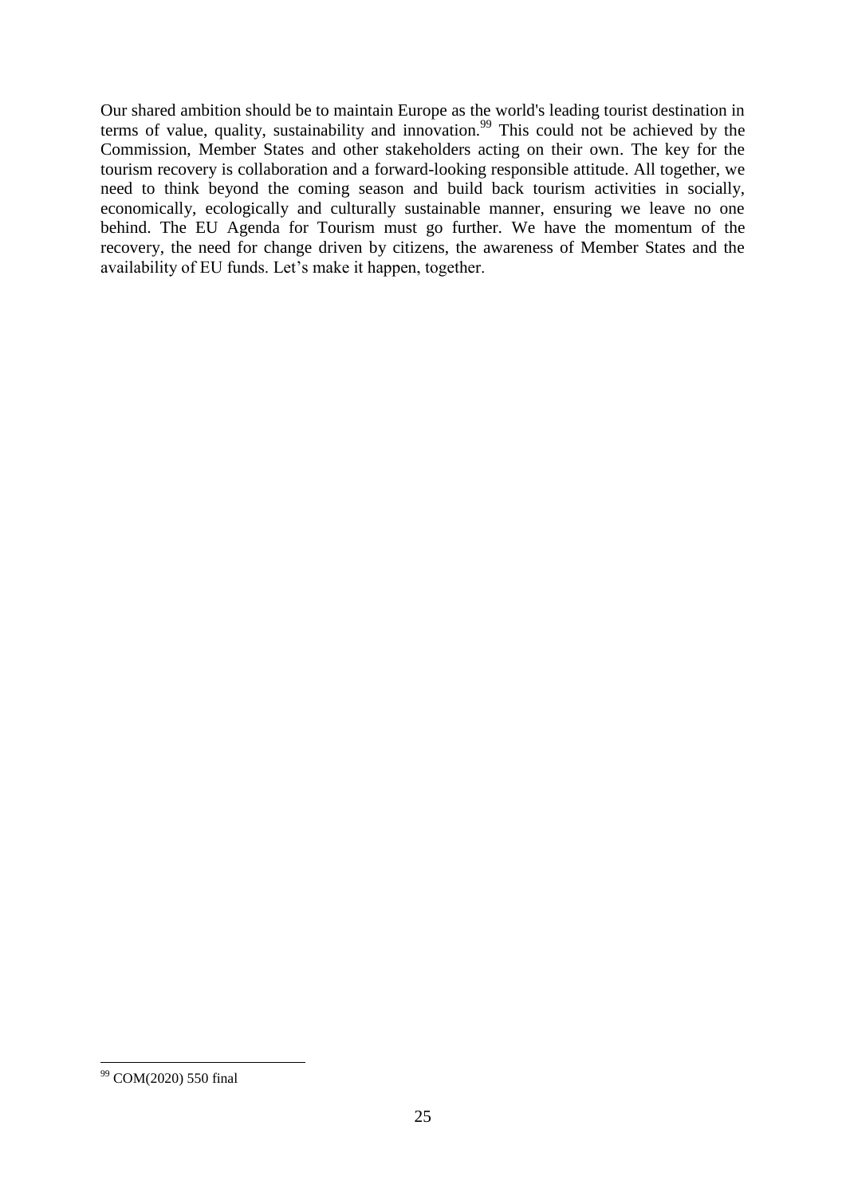Our shared ambition should be to maintain Europe as the world's leading tourist destination in terms of value, quality, sustainability and innovation.[99] This could not be achieved by the Commission, Member States and other stakeholders acting on their own. The key for the tourism recovery is collaboration and a forward-looking responsible attitude. All together, we need to think beyond the coming season and build back tourism activities in socially, economically, ecologically and culturally sustainable manner, ensuring we leave no one behind. The EU Agenda for Tourism must go further. We have the momentum of the recovery, the need for change driven by citizens, the awareness of Member States and the availability of EU funds. Let's make it happen, together.

[99] COM(2020) 550 final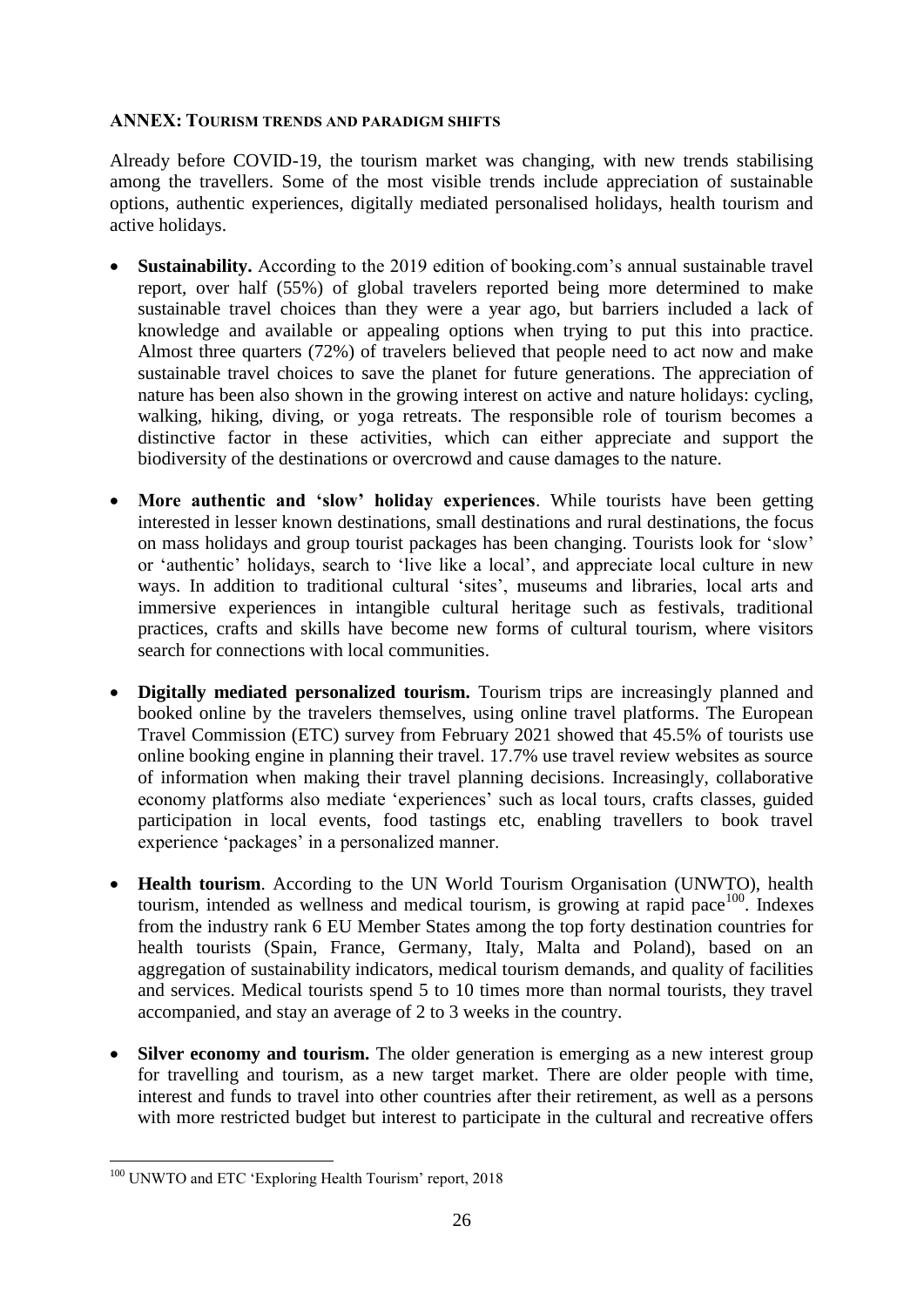## ANNEX: TOURISM TRENDS AND PARADIGM SHIFTS

Already before COVID-19, the tourism market was changing, with new trends stabilising among the travellers. Some of the most visible trends include appreciation of sustainable options, authentic experiences, digitally mediated personalised holidays, health tourism and active holidays.

- **Sustainability.** According to the 2019 edition of booking.com's annual sustainable travel report, over half (55%) of global travelers reported being more determined to make sustainable travel choices than they were a year ago, but barriers included a lack of knowledge and available or appealing options when trying to put this into practice. Almost three quarters (72%) of travelers believed that people need to act now and make sustainable travel choices to save the planet for future generations. The appreciation of nature has been also shown in the growing interest on active and nature holidays: cycling, walking, hiking, diving, or yoga retreats. The responsible role of tourism becomes a distinctive factor in these activities, which can either appreciate and support the biodiversity of the destinations or overcrowd and cause damages to the nature.

- **More authentic and 'slow' holiday experiences**. While tourists have been getting interested in lesser known destinations, small destinations and rural destinations, the focus on mass holidays and group tourist packages has been changing. Tourists look for 'slow' or 'authentic' holidays, search to 'live like a local', and appreciate local culture in new ways. In addition to traditional cultural 'sites', museums and libraries, local arts and immersive experiences in intangible cultural heritage such as festivals, traditional practices, crafts and skills have become new forms of cultural tourism, where visitors search for connections with local communities.

- **Digitally mediated personalized tourism.** Tourism trips are increasingly planned and booked online by the travelers themselves, using online travel platforms. The European Travel Commission (ETC) survey from February 2021 showed that 45.5% of tourists use online booking engine in planning their travel. 17.7% use travel review websites as source of information when making their travel planning decisions. Increasingly, collaborative economy platforms also mediate 'experiences' such as local tours, crafts classes, guided participation in local events, food tastings etc, enabling travellers to book travel experience 'packages' in a personalized manner.

- **Health tourism**. According to the UN World Tourism Organisation (UNWTO), health tourism, intended as wellness and medical tourism, is growing at rapid pace[100]. Indexes from the industry rank 6 EU Member States among the top forty destination countries for health tourists (Spain, France, Germany, Italy, Malta and Poland), based on an aggregation of sustainability indicators, medical tourism demands, and quality of facilities and services. Medical tourists spend 5 to 10 times more than normal tourists, they travel accompanied, and stay an average of 2 to 3 weeks in the country.

- **Silver economy and tourism.** The older generation is emerging as a new interest group for travelling and tourism, as a new target market. There are older people with time, interest and funds to travel into other countries after their retirement, as well as a persons with more restricted budget but interest to participate in the cultural and recreative offers

[100] UNWTO and ETC 'Exploring Health Tourism' report, 2018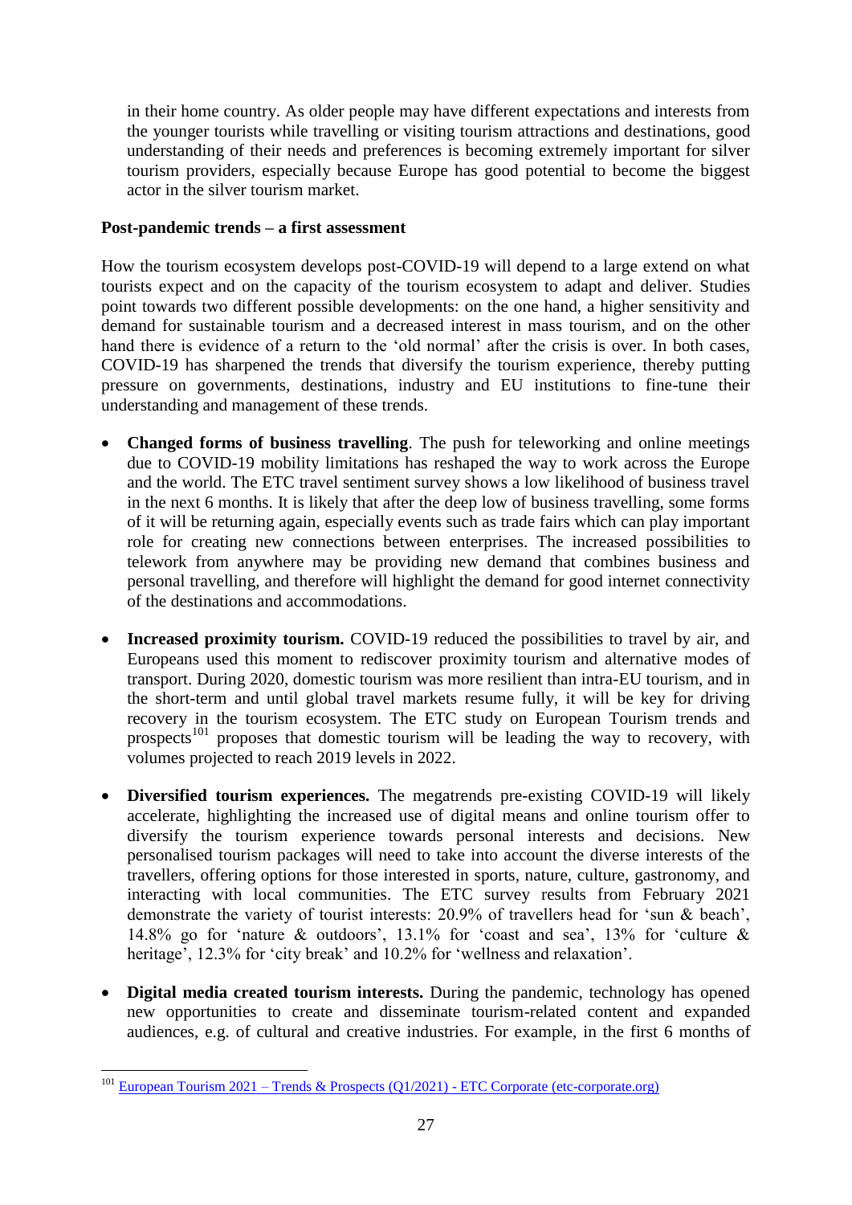in their home country. As older people may have different expectations and interests from the younger tourists while travelling or visiting tourism attractions and destinations, good understanding of their needs and preferences is becoming extremely important for silver tourism providers, especially because Europe has good potential to become the biggest actor in the silver tourism market.

**Post-pandemic trends – a first assessment**

How the tourism ecosystem develops post-COVID-19 will depend to a large extend on what tourists expect and on the capacity of the tourism ecosystem to adapt and deliver. Studies point towards two different possible developments: on the one hand, a higher sensitivity and demand for sustainable tourism and a decreased interest in mass tourism, and on the other hand there is evidence of a return to the 'old normal' after the crisis is over. In both cases, COVID-19 has sharpened the trends that diversify the tourism experience, thereby putting pressure on governments, destinations, industry and EU institutions to fine-tune their understanding and management of these trends.

- **Changed forms of business travelling**. The push for teleworking and online meetings due to COVID-19 mobility limitations has reshaped the way to work across the Europe and the world. The ETC travel sentiment survey shows a low likelihood of business travel in the next 6 months. It is likely that after the deep low of business travelling, some forms of it will be returning again, especially events such as trade fairs which can play important role for creating new connections between enterprises. The increased possibilities to telework from anywhere may be providing new demand that combines business and personal travelling, and therefore will highlight the demand for good internet connectivity of the destinations and accommodations.

- **Increased proximity tourism.** COVID-19 reduced the possibilities to travel by air, and Europeans used this moment to rediscover proximity tourism and alternative modes of transport. During 2020, domestic tourism was more resilient than intra-EU tourism, and in the short-term and until global travel markets resume fully, it will be key for driving recovery in the tourism ecosystem. The ETC study on European Tourism trends and prospects[101] proposes that domestic tourism will be leading the way to recovery, with volumes projected to reach 2019 levels in 2022.

- **Diversified tourism experiences.** The megatrends pre-existing COVID-19 will likely accelerate, highlighting the increased use of digital means and online tourism offer to diversify the tourism experience towards personal interests and decisions. New personalised tourism packages will need to take into account the diverse interests of the travellers, offering options for those interested in sports, nature, culture, gastronomy, and interacting with local communities. The ETC survey results from February 2021 demonstrate the variety of tourist interests: 20.9% of travellers head for 'sun & beach', 14.8% go for 'nature & outdoors', 13.1% for 'coast and sea', 13% for 'culture & heritage', 12.3% for 'city break' and 10.2% for 'wellness and relaxation'.

- **Digital media created tourism interests.** During the pandemic, technology has opened new opportunities to create and disseminate tourism-related content and expanded audiences, e.g. of cultural and creative industries. For example, in the first 6 months of

---

[101] European Tourism 2021 – Trends & Prospects (Q1/2021) - ETC Corporate (etc-corporate.org)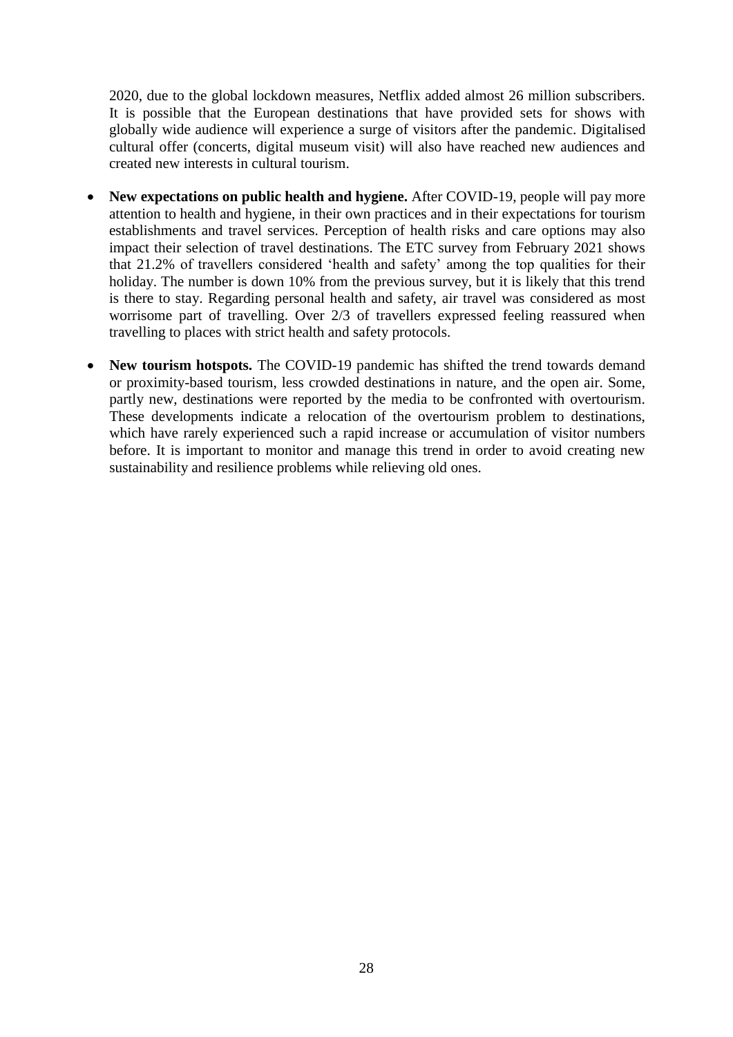2020, due to the global lockdown measures, Netflix added almost 26 million subscribers. It is possible that the European destinations that have provided sets for shows with globally wide audience will experience a surge of visitors after the pandemic. Digitalised cultural offer (concerts, digital museum visit) will also have reached new audiences and created new interests in cultural tourism.

- **New expectations on public health and hygiene.** After COVID-19, people will pay more attention to health and hygiene, in their own practices and in their expectations for tourism establishments and travel services. Perception of health risks and care options may also impact their selection of travel destinations. The ETC survey from February 2021 shows that 21.2% of travellers considered 'health and safety' among the top qualities for their holiday. The number is down 10% from the previous survey, but it is likely that this trend is there to stay. Regarding personal health and safety, air travel was considered as most worrisome part of travelling. Over 2/3 of travellers expressed feeling reassured when travelling to places with strict health and safety protocols.

- **New tourism hotspots.** The COVID-19 pandemic has shifted the trend towards demand or proximity-based tourism, less crowded destinations in nature, and the open air. Some, partly new, destinations were reported by the media to be confronted with overtourism. These developments indicate a relocation of the overtourism problem to destinations, which have rarely experienced such a rapid increase or accumulation of visitor numbers before. It is important to monitor and manage this trend in order to avoid creating new sustainability and resilience problems while relieving old ones.